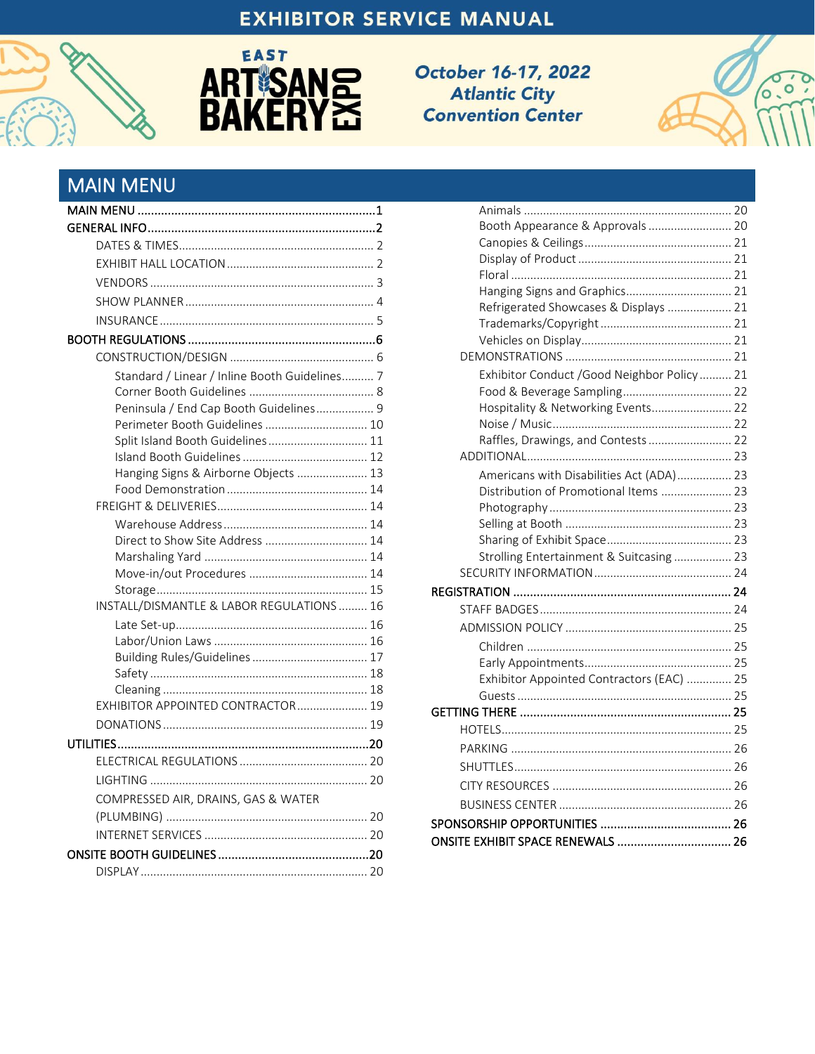# EXHIBITOR SERVICE MANUAL

**EAST ARTISAN BAKERY EXPO**

*October 16-17, 2022*
*Atlantic City*
*Convention Center*

## MAIN MENU

- MAIN MENU ..... 1
- GENERAL INFO ..... 2
  - DATES & TIMES ..... 2
  - EXHIBIT HALL LOCATION ..... 2
  - VENDORS ..... 3
  - SHOW PLANNER ..... 4
  - INSURANCE ..... 5
- BOOTH REGULATIONS ..... 6
  - CONSTRUCTION/DESIGN ..... 6
    - Standard / Linear / Inline Booth Guidelines ..... 7
    - Corner Booth Guidelines ..... 8
    - Peninsula / End Cap Booth Guidelines ..... 9
    - Perimeter Booth Guidelines ..... 10
    - Split Island Booth Guidelines ..... 11
    - Island Booth Guidelines ..... 12
    - Hanging Signs & Airborne Objects ..... 13
    - Food Demonstration ..... 14
  - FREIGHT & DELIVERIES ..... 14
    - Warehouse Address ..... 14
    - Direct to Show Site Address ..... 14
    - Marshaling Yard ..... 14
    - Move-in/out Procedures ..... 14
    - Storage ..... 15
  - INSTALL/DISMANTLE & LABOR REGULATIONS ..... 16
    - Late Set-up ..... 16
    - Labor/Union Laws ..... 16
    - Building Rules/Guidelines ..... 17
    - Safety ..... 18
    - Cleaning ..... 18
  - EXHIBITOR APPOINTED CONTRACTOR ..... 19
  - DONATIONS ..... 19
- UTILITIES ..... 20
  - ELECTRICAL REGULATIONS ..... 20
  - LIGHTING ..... 20
  - COMPRESSED AIR, DRAINS, GAS & WATER (PLUMBING) ..... 20
  - INTERNET SERVICES ..... 20
- ONSITE BOOTH GUIDELINES ..... 20
  - DISPLAY ..... 20
    - Animals ..... 20
    - Booth Appearance & Approvals ..... 20
    - Canopies & Ceilings ..... 21
    - Display of Product ..... 21
    - Floral ..... 21
    - Hanging Signs and Graphics ..... 21
    - Refrigerated Showcases & Displays ..... 21
    - Trademarks/Copyright ..... 21
    - Vehicles on Display ..... 21
  - DEMONSTRATIONS ..... 21
    - Exhibitor Conduct /Good Neighbor Policy ..... 21
    - Food & Beverage Sampling ..... 22
    - Hospitality & Networking Events ..... 22
    - Noise / Music ..... 22
    - Raffles, Drawings, and Contests ..... 22
  - ADDITIONAL ..... 23
    - Americans with Disabilities Act (ADA) ..... 23
    - Distribution of Promotional Items ..... 23
    - Photography ..... 23
    - Selling at Booth ..... 23
    - Sharing of Exhibit Space ..... 23
    - Strolling Entertainment & Suitcasing ..... 23
  - SECURITY INFORMATION ..... 24
- REGISTRATION ..... 24
  - STAFF BADGES ..... 24
  - ADMISSION POLICY ..... 25
    - Children ..... 25
    - Early Appointments ..... 25
    - Exhibitor Appointed Contractors (EAC) ..... 25
    - Guests ..... 25
- GETTING THERE ..... 25
  - HOTELS ..... 25
  - PARKING ..... 26
  - SHUTTLES ..... 26
  - CITY RESOURCES ..... 26
  - BUSINESS CENTER ..... 26
- SPONSORSHIP OPPORTUNITIES ..... 26
- ONSITE EXHIBIT SPACE RENEWALS ..... 26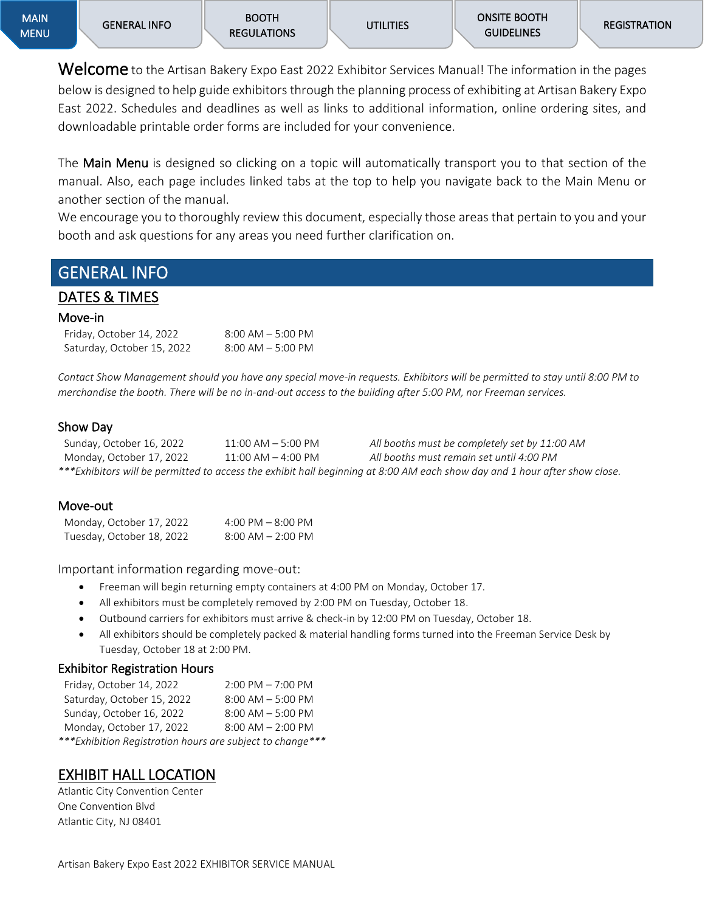MAIN MENU | GENERAL INFO | BOOTH REGULATIONS | UTILITIES | ONSITE BOOTH GUIDELINES | REGISTRATION

**Welcome** to the Artisan Bakery Expo East 2022 Exhibitor Services Manual! The information in the pages below is designed to help guide exhibitors through the planning process of exhibiting at Artisan Bakery Expo East 2022. Schedules and deadlines as well as links to additional information, online ordering sites, and downloadable printable order forms are included for your convenience.

The Main Menu is designed so clicking on a topic will automatically transport you to that section of the manual. Also, each page includes linked tabs at the top to help you navigate back to the Main Menu or another section of the manual.
We encourage you to thoroughly review this document, especially those areas that pertain to you and your booth and ask questions for any areas you need further clarification on.

# GENERAL INFO

## DATES & TIMES

### Move-in

| | |
|---|---|
| Friday, October 14, 2022 | 8:00 AM – 5:00 PM |
| Saturday, October 15, 2022 | 8:00 AM – 5:00 PM |

*Contact Show Management should you have any special move-in requests. Exhibitors will be permitted to stay until 8:00 PM to merchandise the booth. There will be no in-and-out access to the building after 5:00 PM, nor Freeman services.*

### Show Day

| | | |
|---|---|---|
| Sunday, October 16, 2022 | 11:00 AM – 5:00 PM | *All booths must be completely set by 11:00 AM* |
| Monday, October 17, 2022 | 11:00 AM – 4:00 PM | *All booths must remain set until 4:00 PM* |

****Exhibitors will be permitted to access the exhibit hall beginning at 8:00 AM each show day and 1 hour after show close.*

### Move-out

| | |
|---|---|
| Monday, October 17, 2022 | 4:00 PM – 8:00 PM |
| Tuesday, October 18, 2022 | 8:00 AM – 2:00 PM |

Important information regarding move-out:

- Freeman will begin returning empty containers at 4:00 PM on Monday, October 17.
- All exhibitors must be completely removed by 2:00 PM on Tuesday, October 18.
- Outbound carriers for exhibitors must arrive & check-in by 12:00 PM on Tuesday, October 18.
- All exhibitors should be completely packed & material handling forms turned into the Freeman Service Desk by Tuesday, October 18 at 2:00 PM.

### Exhibitor Registration Hours

| | |
|---|---|
| Friday, October 14, 2022 | 2:00 PM – 7:00 PM |
| Saturday, October 15, 2022 | 8:00 AM – 5:00 PM |
| Sunday, October 16, 2022 | 8:00 AM – 5:00 PM |
| Monday, October 17, 2022 | 8:00 AM – 2:00 PM |

****Exhibition Registration hours are subject to change****

## EXHIBIT HALL LOCATION

Atlantic City Convention Center
One Convention Blvd
Atlantic City, NJ 08401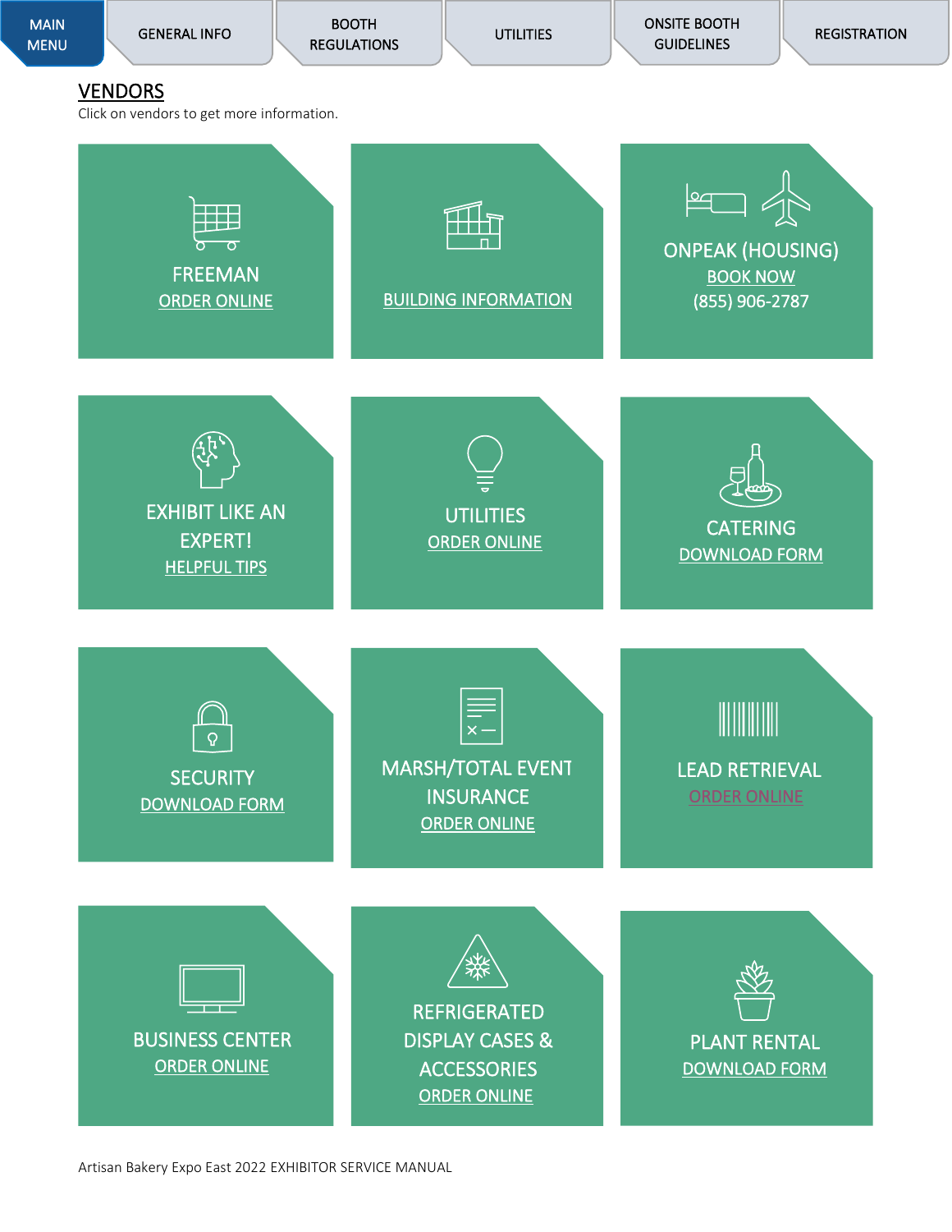MAIN MENU | GENERAL INFO | BOOTH REGULATIONS | UTILITIES | ONSITE BOOTH GUIDELINES | REGISTRATION

## VENDORS

Click on vendors to get more information.

**FREEMAN**
ORDER ONLINE

BUILDING INFORMATION

**ONPEAK (HOUSING)**
BOOK NOW
(855) 906-2787

**EXHIBIT LIKE AN EXPERT!**
HELPFUL TIPS

**UTILITIES**
ORDER ONLINE

**CATERING**
DOWNLOAD FORM

**SECURITY**
DOWNLOAD FORM

**MARSH/TOTAL EVENT INSURANCE**
ORDER ONLINE

**LEAD RETRIEVAL**
ORDER ONLINE

**BUSINESS CENTER**
ORDER ONLINE

**REFRIGERATED DISPLAY CASES & ACCESSORIES**
ORDER ONLINE

**PLANT RENTAL**
DOWNLOAD FORM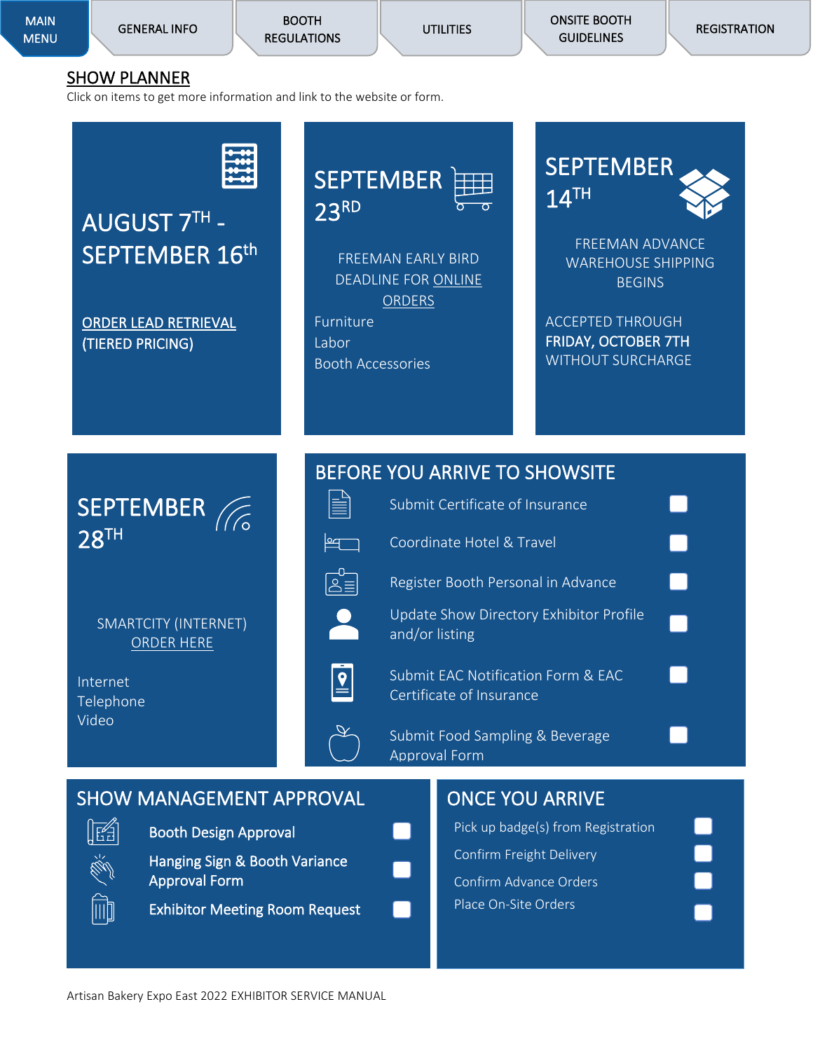MAIN MENU | GENERAL INFO | BOOTH REGULATIONS | UTILITIES | ONSITE BOOTH GUIDELINES | REGISTRATION

# SHOW PLANNER

Click on items to get more information and link to the website or form.

## AUGUST 7TH - SEPTEMBER 16th

ORDER LEAD RETRIEVAL (TIERED PRICING)

## SEPTEMBER 23RD

FREEMAN EARLY BIRD DEADLINE FOR ONLINE ORDERS

- Furniture
- Labor
- Booth Accessories

## SEPTEMBER 14TH

FREEMAN ADVANCE WAREHOUSE SHIPPING BEGINS

ACCEPTED THROUGH **FRIDAY, OCTOBER 7TH** WITHOUT SURCHARGE

## SEPTEMBER 28TH

SMARTCITY (INTERNET) ORDER HERE

- Internet
- Telephone
- Video

## BEFORE YOU ARRIVE TO SHOWSITE

- [ ] Submit Certificate of Insurance
- [ ] Coordinate Hotel & Travel
- [ ] Register Booth Personal in Advance
- [ ] Update Show Directory Exhibitor Profile and/or listing
- [ ] Submit EAC Notification Form & EAC Certificate of Insurance
- [ ] Submit Food Sampling & Beverage Approval Form

## SHOW MANAGEMENT APPROVAL

- [ ] Booth Design Approval
- [ ] Hanging Sign & Booth Variance Approval Form
- [ ] Exhibitor Meeting Room Request

## ONCE YOU ARRIVE

- [ ] Pick up badge(s) from Registration
- [ ] Confirm Freight Delivery
- [ ] Confirm Advance Orders
- [ ] Place On-Site Orders

Artisan Bakery Expo East 2022 EXHIBITOR SERVICE MANUAL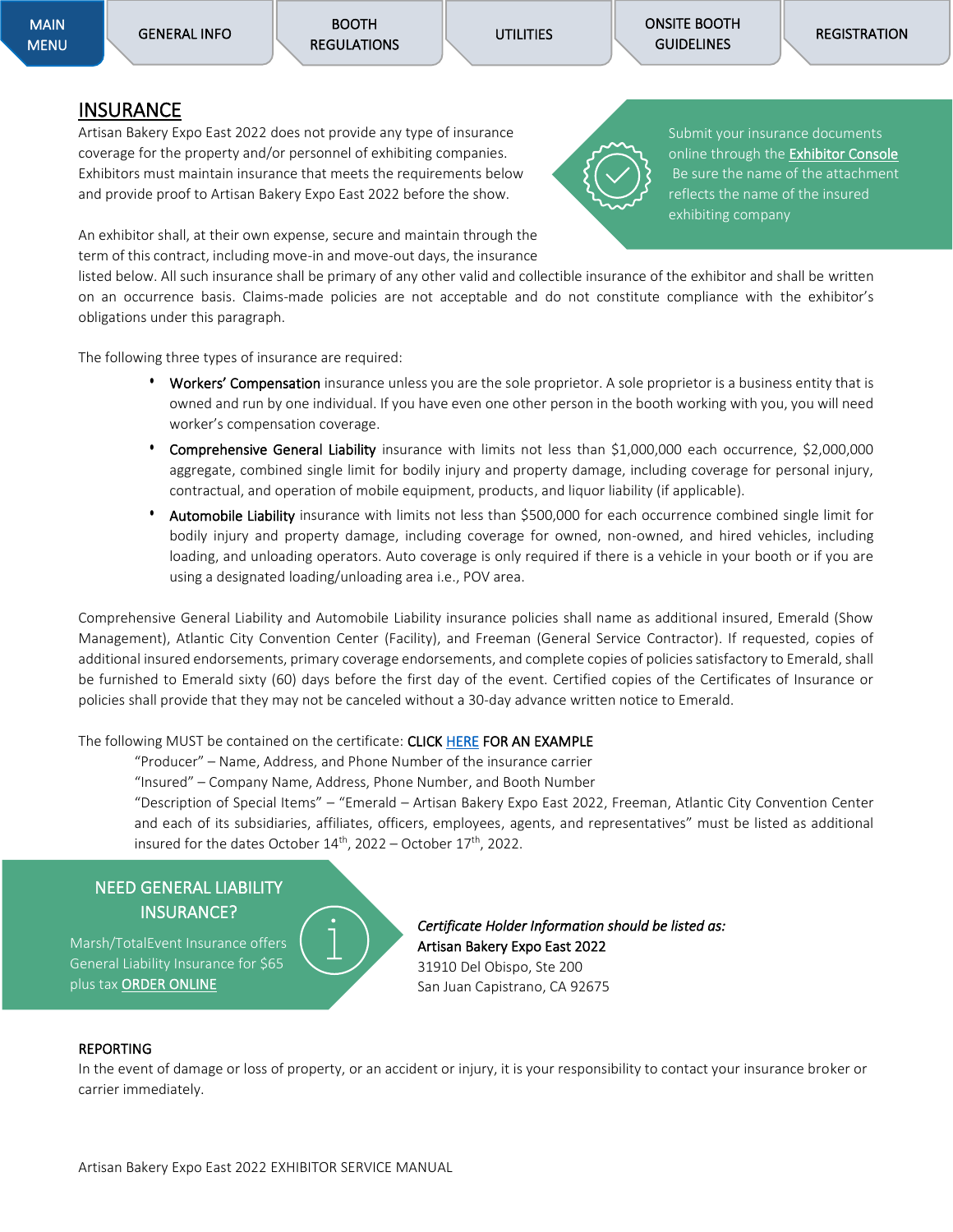## INSURANCE

Artisan Bakery Expo East 2022 does not provide any type of insurance coverage for the property and/or personnel of exhibiting companies. Exhibitors must maintain insurance that meets the requirements below and provide proof to Artisan Bakery Expo East 2022 before the show.

Submit your insurance documents online through the Exhibitor Console Be sure the name of the attachment reflects the name of the insured exhibiting company

An exhibitor shall, at their own expense, secure and maintain through the term of this contract, including move-in and move-out days, the insurance listed below. All such insurance shall be primary of any other valid and collectible insurance of the exhibitor and shall be written on an occurrence basis. Claims-made policies are not acceptable and do not constitute compliance with the exhibitor's obligations under this paragraph.

The following three types of insurance are required:

- Workers' Compensation insurance unless you are the sole proprietor. A sole proprietor is a business entity that is owned and run by one individual. If you have even one other person in the booth working with you, you will need worker's compensation coverage.
- Comprehensive General Liability insurance with limits not less than $1,000,000 each occurrence, $2,000,000 aggregate, combined single limit for bodily injury and property damage, including coverage for personal injury, contractual, and operation of mobile equipment, products, and liquor liability (if applicable).
- Automobile Liability insurance with limits not less than $500,000 for each occurrence combined single limit for bodily injury and property damage, including coverage for owned, non-owned, and hired vehicles, including loading, and unloading operators. Auto coverage is only required if there is a vehicle in your booth or if you are using a designated loading/unloading area i.e., POV area.

Comprehensive General Liability and Automobile Liability insurance policies shall name as additional insured, Emerald (Show Management), Atlantic City Convention Center (Facility), and Freeman (General Service Contractor). If requested, copies of additional insured endorsements, primary coverage endorsements, and complete copies of policies satisfactory to Emerald, shall be furnished to Emerald sixty (60) days before the first day of the event. Certified copies of the Certificates of Insurance or policies shall provide that they may not be canceled without a 30-day advance written notice to Emerald.

The following MUST be contained on the certificate: CLICK HERE FOR AN EXAMPLE

"Producer" – Name, Address, and Phone Number of the insurance carrier
"Insured" – Company Name, Address, Phone Number, and Booth Number
"Description of Special Items" – "Emerald – Artisan Bakery Expo East 2022, Freeman, Atlantic City Convention Center and each of its subsidiaries, affiliates, officers, employees, agents, and representatives" must be listed as additional insured for the dates October 14th, 2022 – October 17th, 2022.

### NEED GENERAL LIABILITY INSURANCE?

Marsh/TotalEvent Insurance offers General Liability Insurance for $65 plus tax ORDER ONLINE

*Certificate Holder Information should be listed as:*
Artisan Bakery Expo East 2022
31910 Del Obispo, Ste 200
San Juan Capistrano, CA 92675

### REPORTING

In the event of damage or loss of property, or an accident or injury, it is your responsibility to contact your insurance broker or carrier immediately.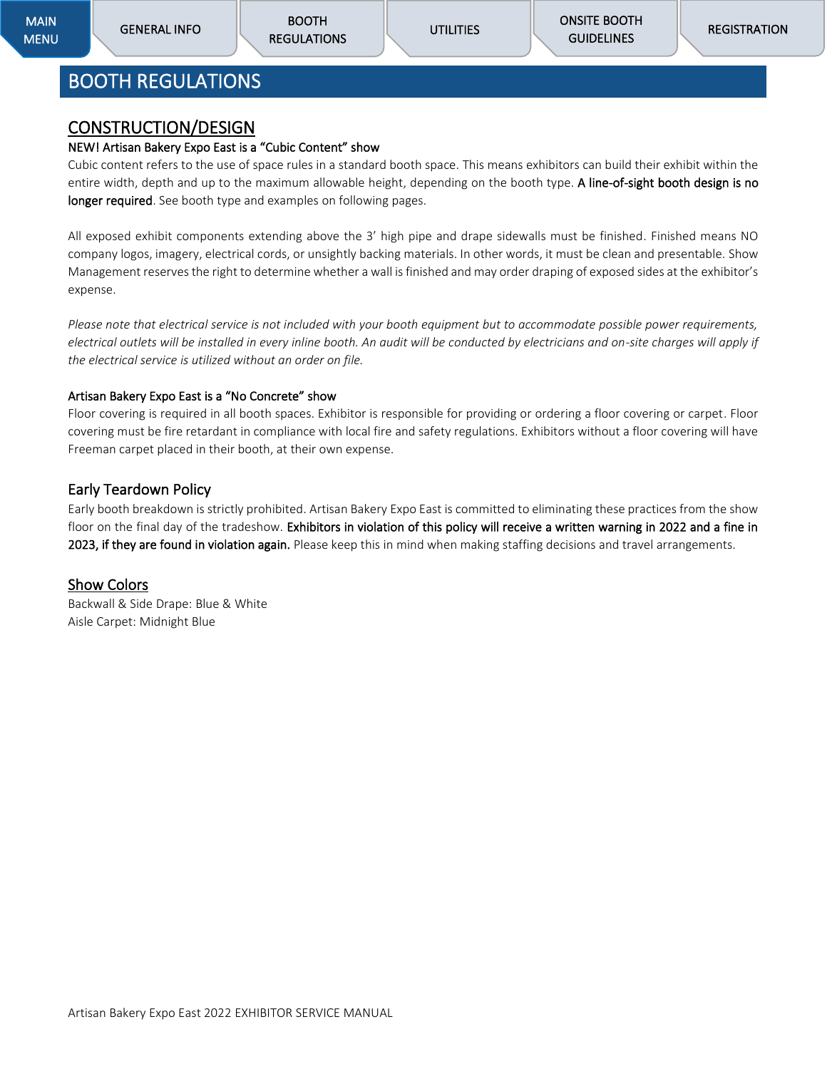MAIN MENU | GENERAL INFO | BOOTH REGULATIONS | UTILITIES | ONSITE BOOTH GUIDELINES | REGISTRATION

# BOOTH REGULATIONS

## CONSTRUCTION/DESIGN

### NEW! Artisan Bakery Expo East is a “Cubic Content” show

Cubic content refers to the use of space rules in a standard booth space. This means exhibitors can build their exhibit within the entire width, depth and up to the maximum allowable height, depending on the booth type. **A line-of-sight booth design is no longer required**. See booth type and examples on following pages.

All exposed exhibit components extending above the 3’ high pipe and drape sidewalls must be finished. Finished means NO company logos, imagery, electrical cords, or unsightly backing materials. In other words, it must be clean and presentable. Show Management reserves the right to determine whether a wall is finished and may order draping of exposed sides at the exhibitor’s expense.

*Please note that electrical service is not included with your booth equipment but to accommodate possible power requirements, electrical outlets will be installed in every inline booth. An audit will be conducted by electricians and on-site charges will apply if the electrical service is utilized without an order on file.*

### Artisan Bakery Expo East is a “No Concrete” show

Floor covering is required in all booth spaces. Exhibitor is responsible for providing or ordering a floor covering or carpet. Floor covering must be fire retardant in compliance with local fire and safety regulations. Exhibitors without a floor covering will have Freeman carpet placed in their booth, at their own expense.

## Early Teardown Policy

Early booth breakdown is strictly prohibited. Artisan Bakery Expo East is committed to eliminating these practices from the show floor on the final day of the tradeshow. **Exhibitors in violation of this policy will receive a written warning in 2022 and a fine in 2023, if they are found in violation again.** Please keep this in mind when making staffing decisions and travel arrangements.

## Show Colors

Backwall & Side Drape: Blue & White
Aisle Carpet: Midnight Blue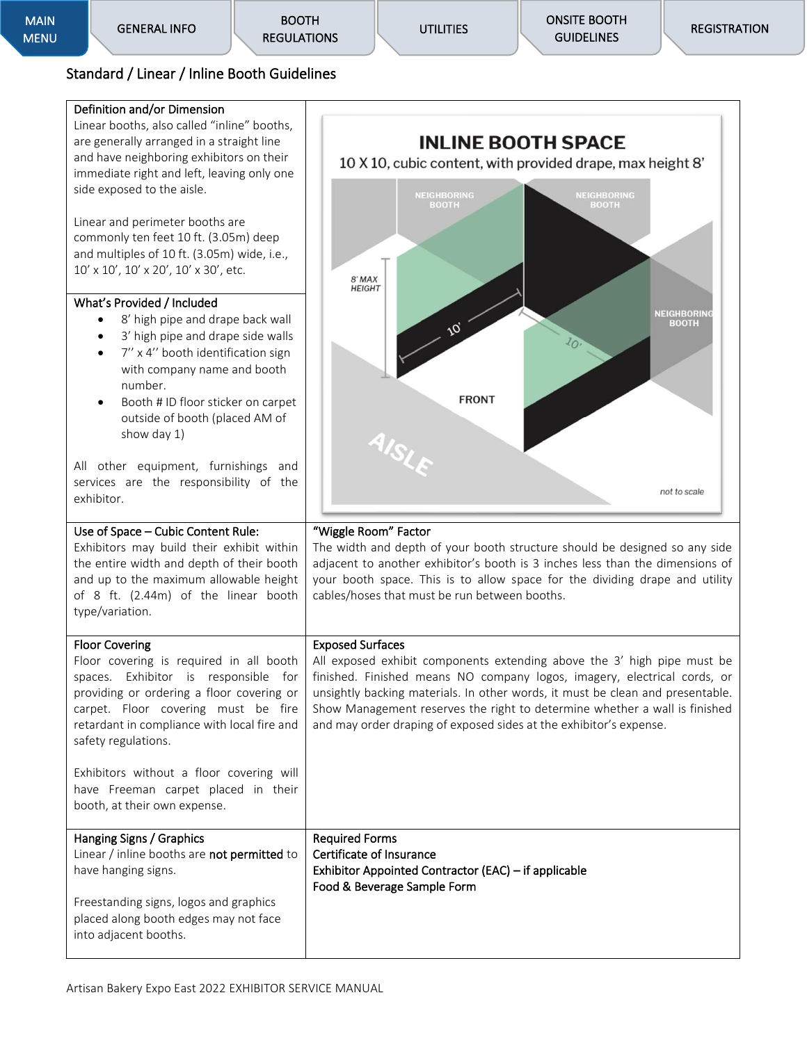## Standard / Linear / Inline Booth Guidelines

### Definition and/or Dimension

Linear booths, also called "inline" booths, are generally arranged in a straight line and have neighboring exhibitors on their immediate right and left, leaving only one side exposed to the aisle.

Linear and perimeter booths are commonly ten feet 10 ft. (3.05m) deep and multiples of 10 ft. (3.05m) wide, i.e., 10' x 10', 10' x 20', 10' x 30', etc.

### What's Provided / Included

- 8' high pipe and drape back wall
- 3' high pipe and drape side walls
- 7'' x 4'' booth identification sign with company name and booth number.
- Booth # ID floor sticker on carpet outside of booth (placed AM of show day 1)

All other equipment, furnishings and services are the responsibility of the exhibitor.

**INLINE BOOTH SPACE**

10 X 10, cubic content, with provided drape, max height 8'

### Use of Space – Cubic Content Rule:

Exhibitors may build their exhibit within the entire width and depth of their booth and up to the maximum allowable height of 8 ft. (2.44m) of the linear booth type/variation.

### "Wiggle Room" Factor

The width and depth of your booth structure should be designed so any side adjacent to another exhibitor's booth is 3 inches less than the dimensions of your booth space. This is to allow space for the dividing drape and utility cables/hoses that must be run between booths.

### Floor Covering

Floor covering is required in all booth spaces. Exhibitor is responsible for providing or ordering a floor covering or carpet. Floor covering must be fire retardant in compliance with local fire and safety regulations.

Exhibitors without a floor covering will have Freeman carpet placed in their booth, at their own expense.

### Exposed Surfaces

All exposed exhibit components extending above the 3' high pipe must be finished. Finished means NO company logos, imagery, electrical cords, or unsightly backing materials. In other words, it must be clean and presentable. Show Management reserves the right to determine whether a wall is finished and may order draping of exposed sides at the exhibitor's expense.

### Hanging Signs / Graphics

Linear / inline booths are **not permitted** to have hanging signs.

Freestanding signs, logos and graphics placed along booth edges may not face into adjacent booths.

### Required Forms

**Certificate of Insurance**

**Exhibitor Appointed Contractor (EAC) – if applicable**

**Food & Beverage Sample Form**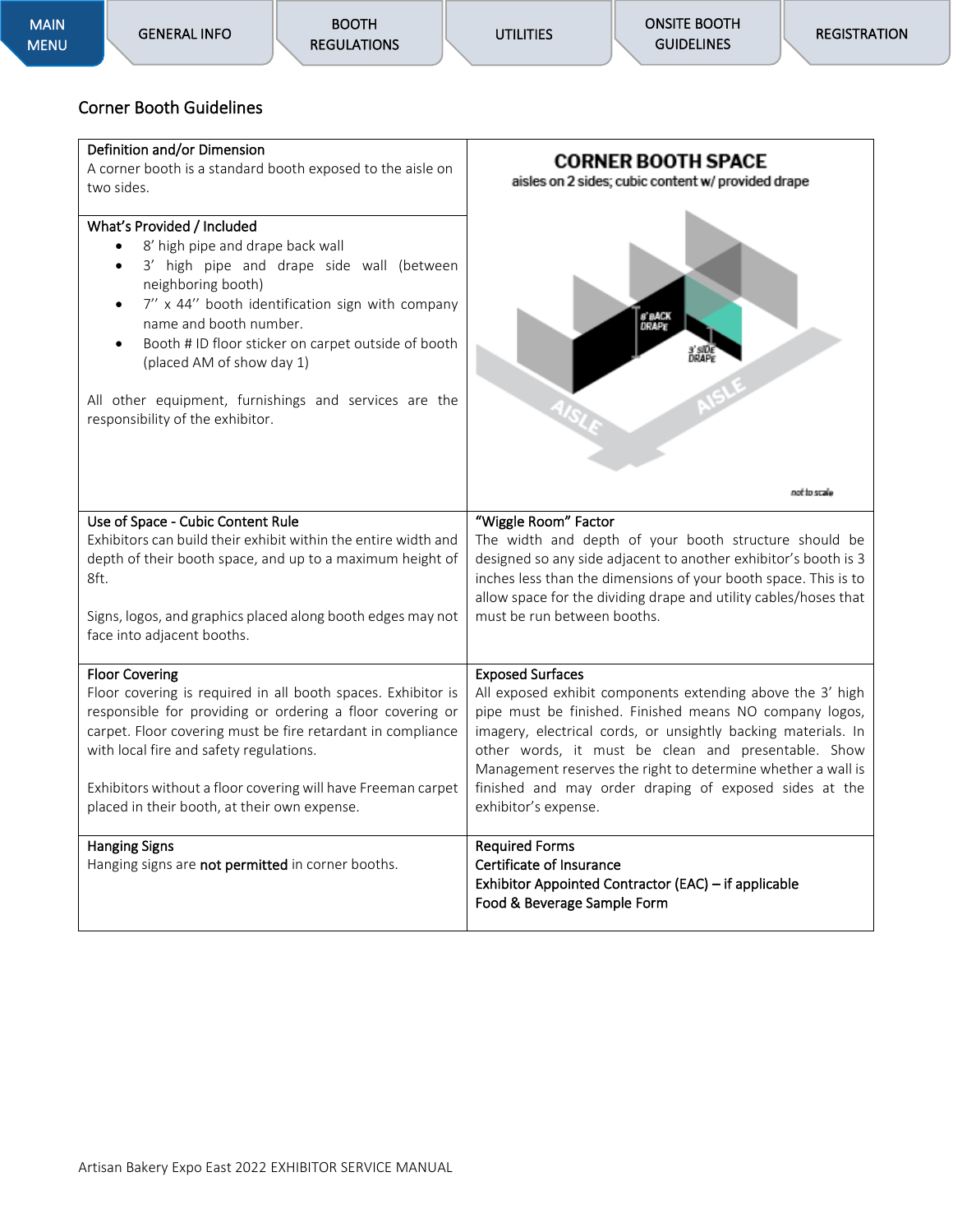MAIN MENU | GENERAL INFO | BOOTH REGULATIONS | UTILITIES | ONSITE BOOTH GUIDELINES | REGISTRATION

## Corner Booth Guidelines

### Definition and/or Dimension

A corner booth is a standard booth exposed to the aisle on two sides.

### What's Provided / Included

- 8' high pipe and drape back wall
- 3' high pipe and drape side wall (between neighboring booth)
- 7'' x 44'' booth identification sign with company name and booth number.
- Booth # ID floor sticker on carpet outside of booth (placed AM of show day 1)

All other equipment, furnishings and services are the responsibility of the exhibitor.

**CORNER BOOTH SPACE**
aisles on 2 sides; cubic content w/ provided drape

8' BACK DRAPE
3' SIDE DRAPE
AISLE
AISLE
not to scale

### Use of Space - Cubic Content Rule

Exhibitors can build their exhibit within the entire width and depth of their booth space, and up to a maximum height of 8ft.

Signs, logos, and graphics placed along booth edges may not face into adjacent booths.

### "Wiggle Room" Factor

The width and depth of your booth structure should be designed so any side adjacent to another exhibitor's booth is 3 inches less than the dimensions of your booth space. This is to allow space for the dividing drape and utility cables/hoses that must be run between booths.

### Floor Covering

Floor covering is required in all booth spaces. Exhibitor is responsible for providing or ordering a floor covering or carpet. Floor covering must be fire retardant in compliance with local fire and safety regulations.

Exhibitors without a floor covering will have Freeman carpet placed in their booth, at their own expense.

### Exposed Surfaces

All exposed exhibit components extending above the 3' high pipe must be finished. Finished means NO company logos, imagery, electrical cords, or unsightly backing materials. In other words, it must be clean and presentable. Show Management reserves the right to determine whether a wall is finished and may order draping of exposed sides at the exhibitor's expense.

### Hanging Signs

Hanging signs are **not permitted** in corner booths.

### Required Forms

Certificate of Insurance
Exhibitor Appointed Contractor (EAC) – if applicable
Food & Beverage Sample Form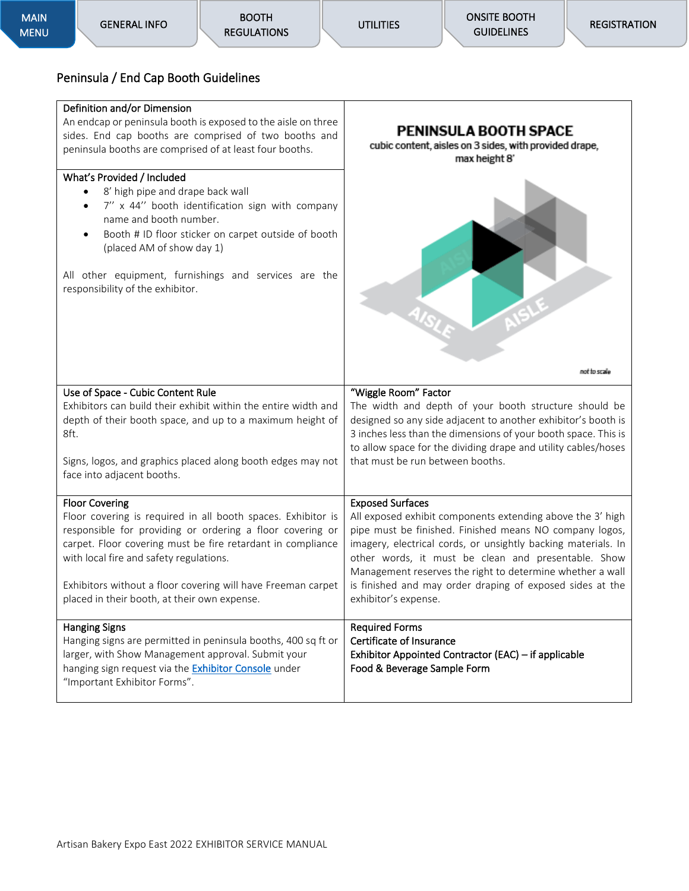MAIN MENU | GENERAL INFO | BOOTH REGULATIONS | UTILITIES | ONSITE BOOTH GUIDELINES | REGISTRATION

## Peninsula / End Cap Booth Guidelines

**Definition and/or Dimension**

An endcap or peninsula booth is exposed to the aisle on three sides. End cap booths are comprised of two booths and peninsula booths are comprised of at least four booths.

**What's Provided / Included**

- 8' high pipe and drape back wall
- 7'' x 44'' booth identification sign with company name and booth number.
- Booth # ID floor sticker on carpet outside of booth (placed AM of show day 1)

All other equipment, furnishings and services are the responsibility of the exhibitor.

**PENINSULA BOOTH SPACE**
cubic content, aisles on 3 sides, with provided drape, max height 8'

AISLE AISLE AISLE

not to scale

**Use of Space - Cubic Content Rule**

Exhibitors can build their exhibit within the entire width and depth of their booth space, and up to a maximum height of 8ft.

Signs, logos, and graphics placed along booth edges may not face into adjacent booths.

**"Wiggle Room" Factor**

The width and depth of your booth structure should be designed so any side adjacent to another exhibitor's booth is 3 inches less than the dimensions of your booth space. This is to allow space for the dividing drape and utility cables/hoses that must be run between booths.

**Floor Covering**

Floor covering is required in all booth spaces. Exhibitor is responsible for providing or ordering a floor covering or carpet. Floor covering must be fire retardant in compliance with local fire and safety regulations.

Exhibitors without a floor covering will have Freeman carpet placed in their booth, at their own expense.

**Exposed Surfaces**

All exposed exhibit components extending above the 3' high pipe must be finished. Finished means NO company logos, imagery, electrical cords, or unsightly backing materials. In other words, it must be clean and presentable. Show Management reserves the right to determine whether a wall is finished and may order draping of exposed sides at the exhibitor's expense.

**Hanging Signs**

Hanging signs are permitted in peninsula booths, 400 sq ft or larger, with Show Management approval. Submit your hanging sign request via the Exhibitor Console under "Important Exhibitor Forms".

**Required Forms**

Certificate of Insurance
Exhibitor Appointed Contractor (EAC) – if applicable
Food & Beverage Sample Form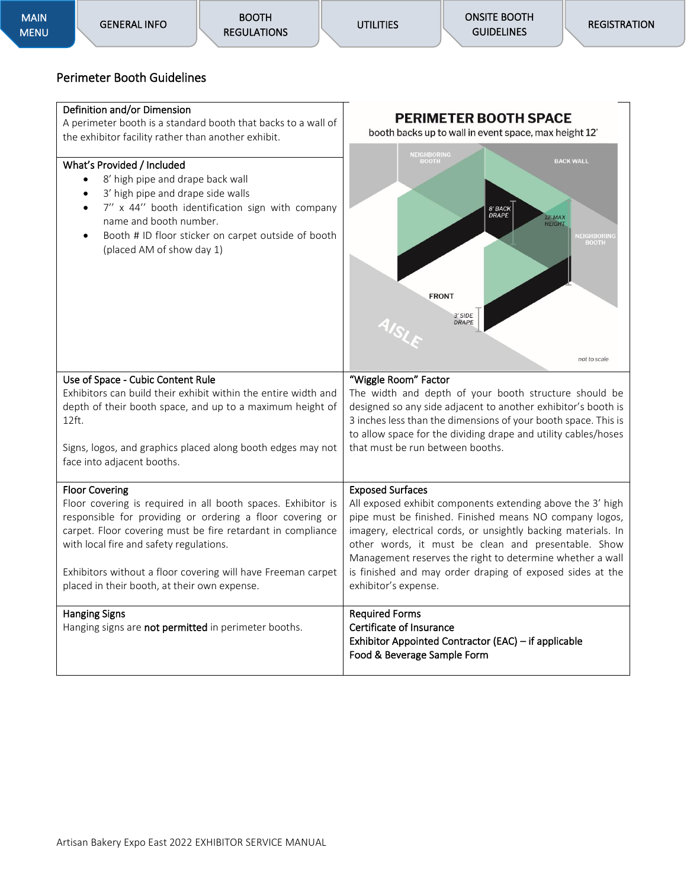MAIN MENU | GENERAL INFO | BOOTH REGULATIONS | UTILITIES | ONSITE BOOTH GUIDELINES | REGISTRATION

## Perimeter Booth Guidelines

**Definition and/or Dimension**

A perimeter booth is a standard booth that backs to a wall of the exhibitor facility rather than another exhibit.

**What's Provided / Included**

- 8' high pipe and drape back wall
- 3' high pipe and drape side walls
- 7'' x 44'' booth identification sign with company name and booth number.
- Booth # ID floor sticker on carpet outside of booth (placed AM of show day 1)

**PERIMETER BOOTH SPACE**

booth backs up to wall in event space, max height 12'

NEIGHBORING BOOTH · BACK WALL · 8' BACK DRAPE · 12' MAX HEIGHT · NEIGHBORING BOOTH · FRONT · 3' SIDE DRAPE · AISLE · *not to scale*

**Use of Space - Cubic Content Rule**

Exhibitors can build their exhibit within the entire width and depth of their booth space, and up to a maximum height of 12ft.

Signs, logos, and graphics placed along booth edges may not face into adjacent booths.

**"Wiggle Room" Factor**

The width and depth of your booth structure should be designed so any side adjacent to another exhibitor's booth is 3 inches less than the dimensions of your booth space. This is to allow space for the dividing drape and utility cables/hoses that must be run between booths.

**Floor Covering**

Floor covering is required in all booth spaces. Exhibitor is responsible for providing or ordering a floor covering or carpet. Floor covering must be fire retardant in compliance with local fire and safety regulations.

Exhibitors without a floor covering will have Freeman carpet placed in their booth, at their own expense.

**Exposed Surfaces**

All exposed exhibit components extending above the 3' high pipe must be finished. Finished means NO company logos, imagery, electrical cords, or unsightly backing materials. In other words, it must be clean and presentable. Show Management reserves the right to determine whether a wall is finished and may order draping of exposed sides at the exhibitor's expense.

**Hanging Signs**

Hanging signs are **not permitted** in perimeter booths.

**Required Forms**

**Certificate of Insurance**

**Exhibitor Appointed Contractor (EAC) – if applicable**

**Food & Beverage Sample Form**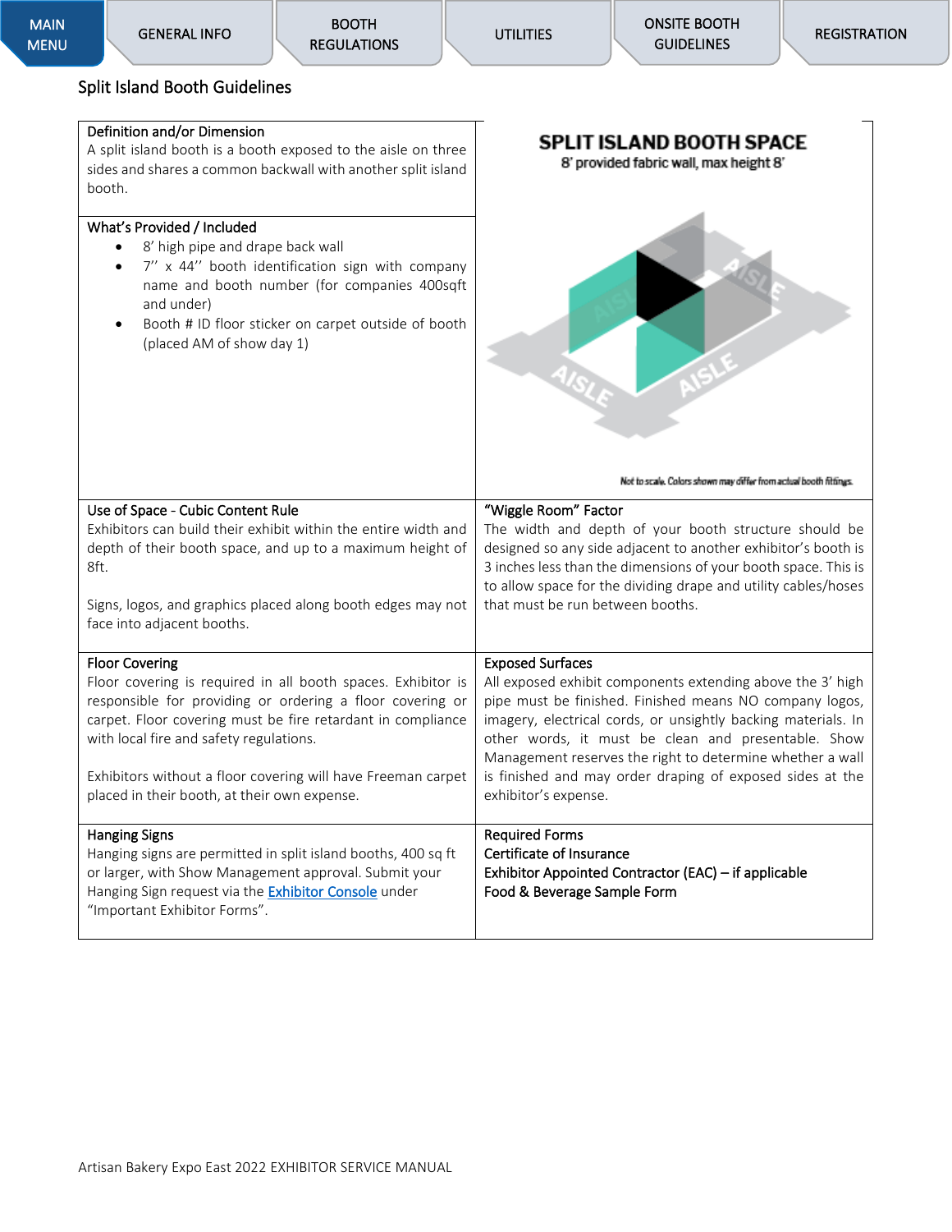MAIN MENU | GENERAL INFO | BOOTH REGULATIONS | UTILITIES | ONSITE BOOTH GUIDELINES | REGISTRATION

## Split Island Booth Guidelines

**Definition and/or Dimension**

A split island booth is a booth exposed to the aisle on three sides and shares a common backwall with another split island booth.

**What's Provided / Included**

- 8' high pipe and drape back wall
- 7'' x 44'' booth identification sign with company name and booth number (for companies 400sqft and under)
- Booth # ID floor sticker on carpet outside of booth (placed AM of show day 1)

**SPLIT ISLAND BOOTH SPACE**

8' provided fabric wall, max height 8'

AISLE AISLE AISLE AISLE

Not to scale. Colors shown may differ from actual booth fittings.

**Use of Space - Cubic Content Rule**

Exhibitors can build their exhibit within the entire width and depth of their booth space, and up to a maximum height of 8ft.

Signs, logos, and graphics placed along booth edges may not face into adjacent booths.

**"Wiggle Room" Factor**

The width and depth of your booth structure should be designed so any side adjacent to another exhibitor's booth is 3 inches less than the dimensions of your booth space. This is to allow space for the dividing drape and utility cables/hoses that must be run between booths.

**Floor Covering**

Floor covering is required in all booth spaces. Exhibitor is responsible for providing or ordering a floor covering or carpet. Floor covering must be fire retardant in compliance with local fire and safety regulations.

Exhibitors without a floor covering will have Freeman carpet placed in their booth, at their own expense.

**Exposed Surfaces**

All exposed exhibit components extending above the 3' high pipe must be finished. Finished means NO company logos, imagery, electrical cords, or unsightly backing materials. In other words, it must be clean and presentable. Show Management reserves the right to determine whether a wall is finished and may order draping of exposed sides at the exhibitor's expense.

**Hanging Signs**

Hanging signs are permitted in split island booths, 400 sq ft or larger, with Show Management approval. Submit your Hanging Sign request via the [Exhibitor Console](#) under "Important Exhibitor Forms".

**Required Forms**

Certificate of Insurance

Exhibitor Appointed Contractor (EAC) – if applicable

Food & Beverage Sample Form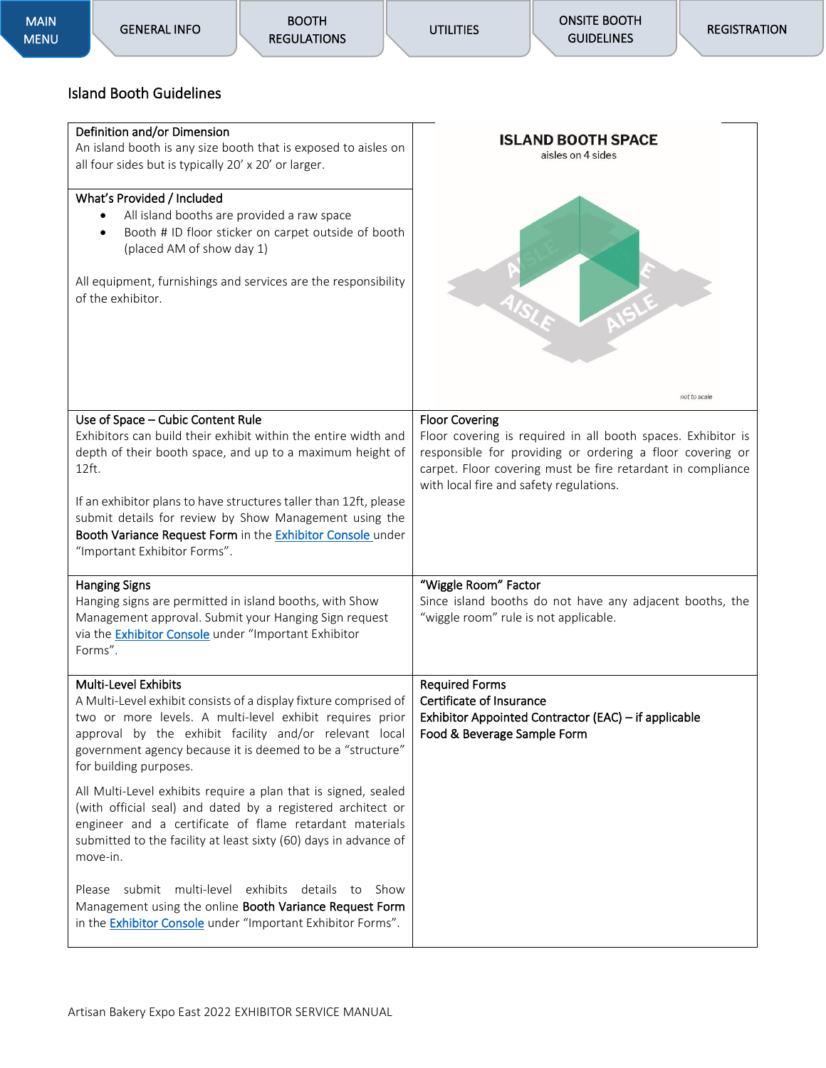MAIN MENU | GENERAL INFO | BOOTH REGULATIONS | UTILITIES | ONSITE BOOTH GUIDELINES | REGISTRATION

## Island Booth Guidelines

### Definition and/or Dimension

An island booth is any size booth that is exposed to aisles on all four sides but is typically 20' x 20' or larger.

### What's Provided / Included

- All island booths are provided a raw space
- Booth # ID floor sticker on carpet outside of booth (placed AM of show day 1)

All equipment, furnishings and services are the responsibility of the exhibitor.

**ISLAND BOOTH SPACE**
aisles on 4 sides

AISLE AISLE AISLE AISLE

*not to scale*

### Use of Space – Cubic Content Rule

Exhibitors can build their exhibit within the entire width and depth of their booth space, and up to a maximum height of 12ft.

If an exhibitor plans to have structures taller than 12ft, please submit details for review by Show Management using the **Booth Variance Request Form** in the Exhibitor Console under "Important Exhibitor Forms".

### Floor Covering

Floor covering is required in all booth spaces. Exhibitor is responsible for providing or ordering a floor covering or carpet. Floor covering must be fire retardant in compliance with local fire and safety regulations.

### Hanging Signs

Hanging signs are permitted in island booths, with Show Management approval. Submit your Hanging Sign request via the Exhibitor Console under "Important Exhibitor Forms".

### "Wiggle Room" Factor

Since island booths do not have any adjacent booths, the "wiggle room" rule is not applicable.

### Multi-Level Exhibits

A Multi-Level exhibit consists of a display fixture comprised of two or more levels. A multi-level exhibit requires prior approval by the exhibit facility and/or relevant local government agency because it is deemed to be a "structure" for building purposes.

All Multi-Level exhibits require a plan that is signed, sealed (with official seal) and dated by a registered architect or engineer and a certificate of flame retardant materials submitted to the facility at least sixty (60) days in advance of move-in.

Please submit multi-level exhibits details to Show Management using the online **Booth Variance Request Form** in the Exhibitor Console under "Important Exhibitor Forms".

### Required Forms

- Certificate of Insurance
- Exhibitor Appointed Contractor (EAC) – if applicable
- Food & Beverage Sample Form

Artisan Bakery Expo East 2022 EXHIBITOR SERVICE MANUAL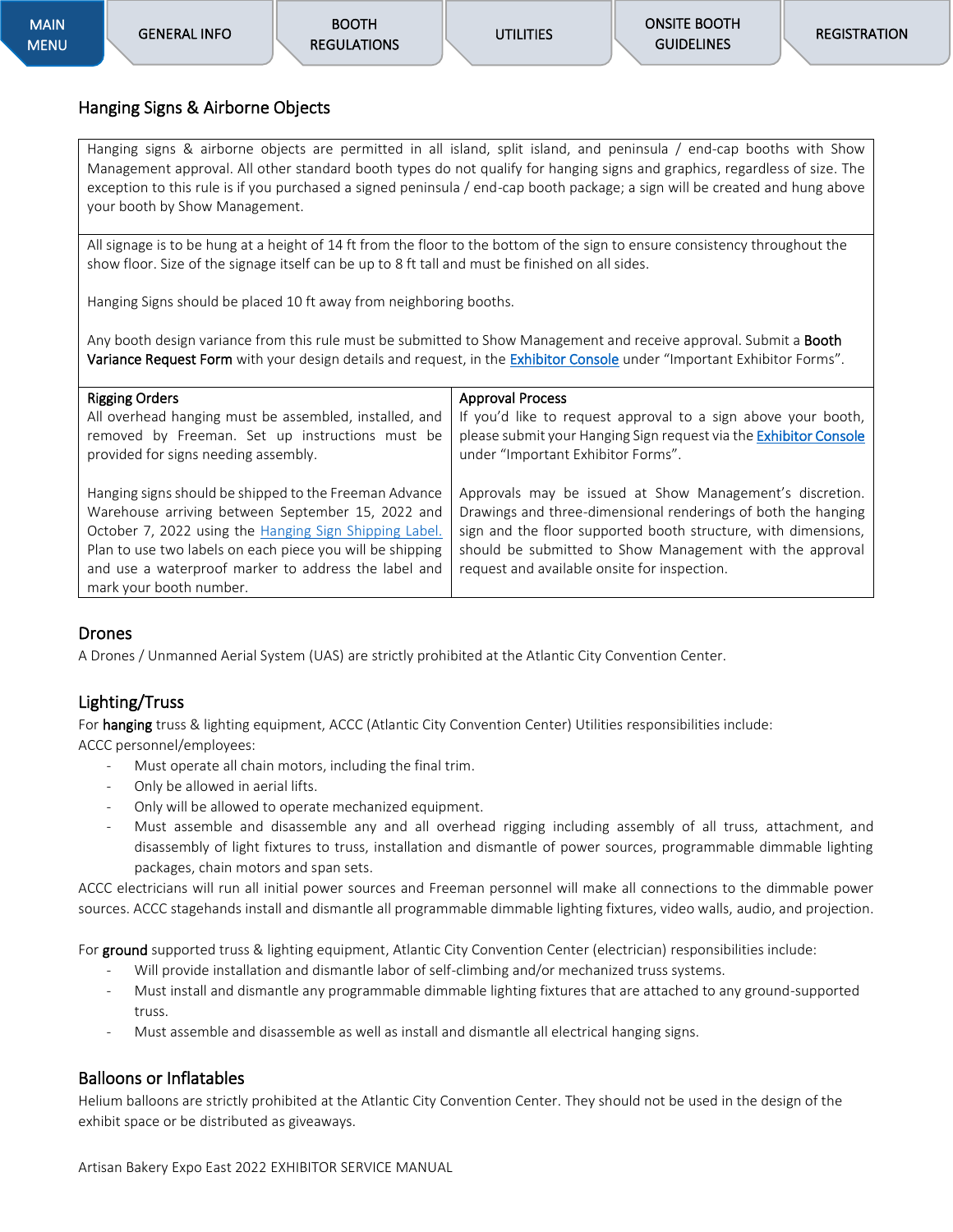MAIN MENU | GENERAL INFO | BOOTH REGULATIONS | UTILITIES | ONSITE BOOTH GUIDELINES | REGISTRATION

## Hanging Signs & Airborne Objects

Hanging signs & airborne objects are permitted in all island, split island, and peninsula / end-cap booths with Show Management approval. All other standard booth types do not qualify for hanging signs and graphics, regardless of size. The exception to this rule is if you purchased a signed peninsula / end-cap booth package; a sign will be created and hung above your booth by Show Management.

All signage is to be hung at a height of 14 ft from the floor to the bottom of the sign to ensure consistency throughout the show floor. Size of the signage itself can be up to 8 ft tall and must be finished on all sides.

Hanging Signs should be placed 10 ft away from neighboring booths.

Any booth design variance from this rule must be submitted to Show Management and receive approval. Submit a **Booth Variance Request Form** with your design details and request, in the Exhibitor Console under "Important Exhibitor Forms".

| Rigging Orders | Approval Process |
|---|---|
| All overhead hanging must be assembled, installed, and removed by Freeman. Set up instructions must be provided for signs needing assembly.<br><br>Hanging signs should be shipped to the Freeman Advance Warehouse arriving between September 15, 2022 and October 7, 2022 using the Hanging Sign Shipping Label. Plan to use two labels on each piece you will be shipping and use a waterproof marker to address the label and mark your booth number. | If you'd like to request approval to a sign above your booth, please submit your Hanging Sign request via the **Exhibitor Console** under "Important Exhibitor Forms".<br><br>Approvals may be issued at Show Management's discretion. Drawings and three-dimensional renderings of both the hanging sign and the floor supported booth structure, with dimensions, should be submitted to Show Management with the approval request and available onsite for inspection. |

## Drones

A Drones / Unmanned Aerial System (UAS) are strictly prohibited at the Atlantic City Convention Center.

## Lighting/Truss

For **hanging** truss & lighting equipment, ACCC (Atlantic City Convention Center) Utilities responsibilities include:
ACCC personnel/employees:

- Must operate all chain motors, including the final trim.
- Only be allowed in aerial lifts.
- Only will be allowed to operate mechanized equipment.
- Must assemble and disassemble any and all overhead rigging including assembly of all truss, attachment, and disassembly of light fixtures to truss, installation and dismantle of power sources, programmable dimmable lighting packages, chain motors and span sets.

ACCC electricians will run all initial power sources and Freeman personnel will make all connections to the dimmable power sources. ACCC stagehands install and dismantle all programmable dimmable lighting fixtures, video walls, audio, and projection.

For **ground** supported truss & lighting equipment, Atlantic City Convention Center (electrician) responsibilities include:

- Will provide installation and dismantle labor of self-climbing and/or mechanized truss systems.
- Must install and dismantle any programmable dimmable lighting fixtures that are attached to any ground-supported truss.
- Must assemble and disassemble as well as install and dismantle all electrical hanging signs.

## Balloons or Inflatables

Helium balloons are strictly prohibited at the Atlantic City Convention Center. They should not be used in the design of the exhibit space or be distributed as giveaways.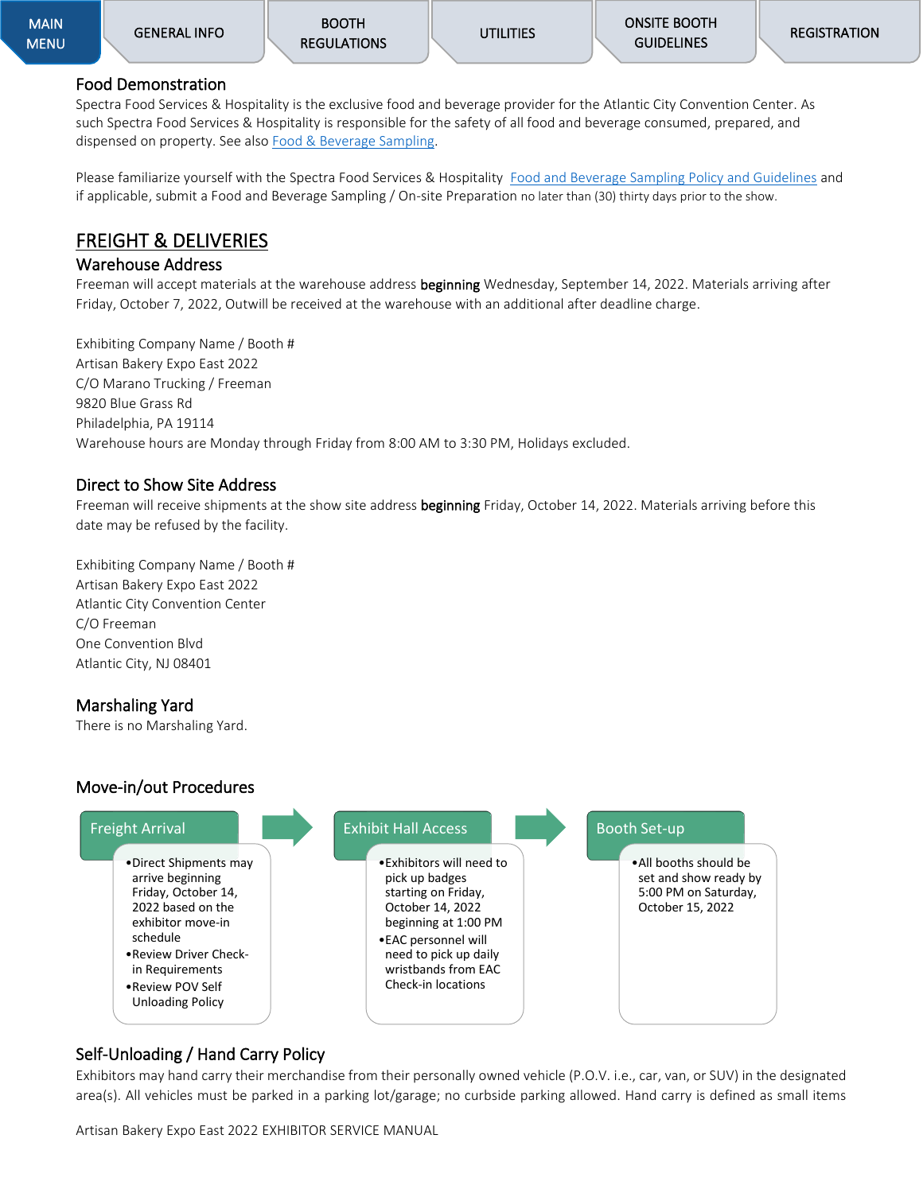MAIN MENU | GENERAL INFO | BOOTH REGULATIONS | UTILITIES | ONSITE BOOTH GUIDELINES | REGISTRATION

### Food Demonstration

Spectra Food Services & Hospitality is the exclusive food and beverage provider for the Atlantic City Convention Center. As such Spectra Food Services & Hospitality is responsible for the safety of all food and beverage consumed, prepared, and dispensed on property. See also Food & Beverage Sampling.

Please familiarize yourself with the Spectra Food Services & Hospitality Food and Beverage Sampling Policy and Guidelines and if applicable, submit a Food and Beverage Sampling / On-site Preparation no later than (30) thirty days prior to the show.

## FREIGHT & DELIVERIES

### Warehouse Address

Freeman will accept materials at the warehouse address **beginning** Wednesday, September 14, 2022. Materials arriving after Friday, October 7, 2022, Outwill be received at the warehouse with an additional after deadline charge.

Exhibiting Company Name / Booth #
Artisan Bakery Expo East 2022
C/O Marano Trucking / Freeman
9820 Blue Grass Rd
Philadelphia, PA 19114
Warehouse hours are Monday through Friday from 8:00 AM to 3:30 PM, Holidays excluded.

### Direct to Show Site Address

Freeman will receive shipments at the show site address **beginning** Friday, October 14, 2022. Materials arriving before this date may be refused by the facility.

Exhibiting Company Name / Booth #
Artisan Bakery Expo East 2022
Atlantic City Convention Center
C/O Freeman
One Convention Blvd
Atlantic City, NJ 08401

### Marshaling Yard

There is no Marshaling Yard.

### Move-in/out Procedures

**Freight Arrival**

- Direct Shipments may arrive beginning Friday, October 14, 2022 based on the exhibitor move-in schedule
- Review Driver Check-in Requirements
- Review POV Self Unloading Policy

**Exhibit Hall Access**

- Exhibitors will need to pick up badges starting on Friday, October 14, 2022 beginning at 1:00 PM
- EAC personnel will need to pick up daily wristbands from EAC Check-in locations

**Booth Set-up**

- All booths should be set and show ready by 5:00 PM on Saturday, October 15, 2022

### Self-Unloading / Hand Carry Policy

Exhibitors may hand carry their merchandise from their personally owned vehicle (P.O.V. i.e., car, van, or SUV) in the designated area(s). All vehicles must be parked in a parking lot/garage; no curbside parking allowed. Hand carry is defined as small items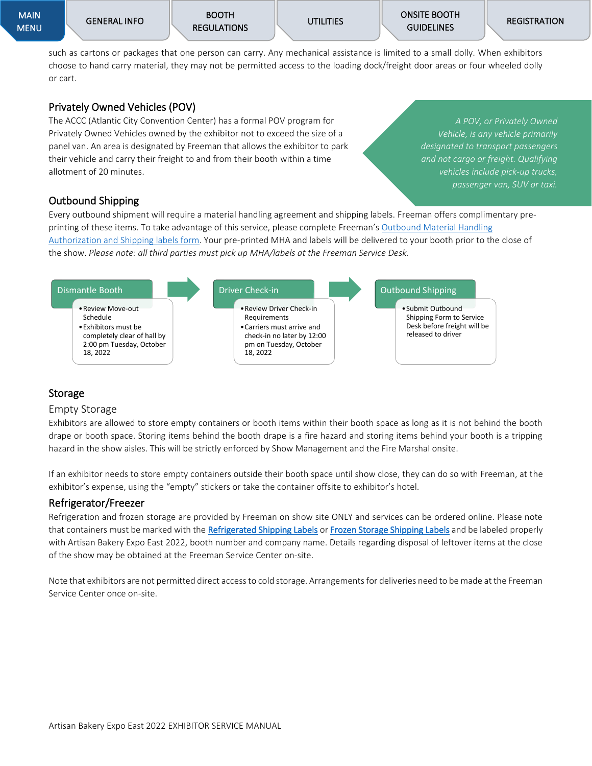such as cartons or packages that one person can carry. Any mechanical assistance is limited to a small dolly. When exhibitors choose to hand carry material, they may not be permitted access to the loading dock/freight door areas or four wheeled dolly or cart.

## Privately Owned Vehicles (POV)

The ACCC (Atlantic City Convention Center) has a formal POV program for Privately Owned Vehicles owned by the exhibitor not to exceed the size of a panel van. An area is designated by Freeman that allows the exhibitor to park their vehicle and carry their freight to and from their booth within a time allotment of 20 minutes.

*A POV, or Privately Owned Vehicle, is any vehicle primarily designated to transport passengers and not cargo or freight. Qualifying vehicles include pick-up trucks, passenger van, SUV or taxi.*

## Outbound Shipping

Every outbound shipment will require a material handling agreement and shipping labels. Freeman offers complimentary pre-printing of these items. To take advantage of this service, please complete Freeman's [Outbound Material Handling Authorization and Shipping labels form](). Your pre-printed MHA and labels will be delivered to your booth prior to the close of the show. *Please note: all third parties must pick up MHA/labels at the Freeman Service Desk.*

**Dismantle Booth**
- Review Move-out Schedule
- Exhibitors must be completely clear of hall by 2:00 pm Tuesday, October 18, 2022

→ **Driver Check-in**
- Review Driver Check-in Requirements
- Carriers must arrive and check-in no later by 12:00 pm on Tuesday, October 18, 2022

→ **Outbound Shipping**
- Submit Outbound Shipping Form to Service Desk before freight will be released to driver

## Storage

### Empty Storage

Exhibitors are allowed to store empty containers or booth items within their booth space as long as it is not behind the booth drape or booth space. Storing items behind the booth drape is a fire hazard and storing items behind your booth is a tripping hazard in the show aisles. This will be strictly enforced by Show Management and the Fire Marshal onsite.

If an exhibitor needs to store empty containers outside their booth space until show close, they can do so with Freeman, at the exhibitor's expense, using the "empty" stickers or take the container offsite to exhibitor's hotel.

## Refrigerator/Freezer

Refrigeration and frozen storage are provided by Freeman on show site ONLY and services can be ordered online. Please note that containers must be marked with the [Refrigerated Shipping Labels]() or [Frozen Storage Shipping Labels]() and be labeled properly with Artisan Bakery Expo East 2022, booth number and company name. Details regarding disposal of leftover items at the close of the show may be obtained at the Freeman Service Center on-site.

Note that exhibitors are not permitted direct access to cold storage. Arrangements for deliveries need to be made at the Freeman Service Center once on-site.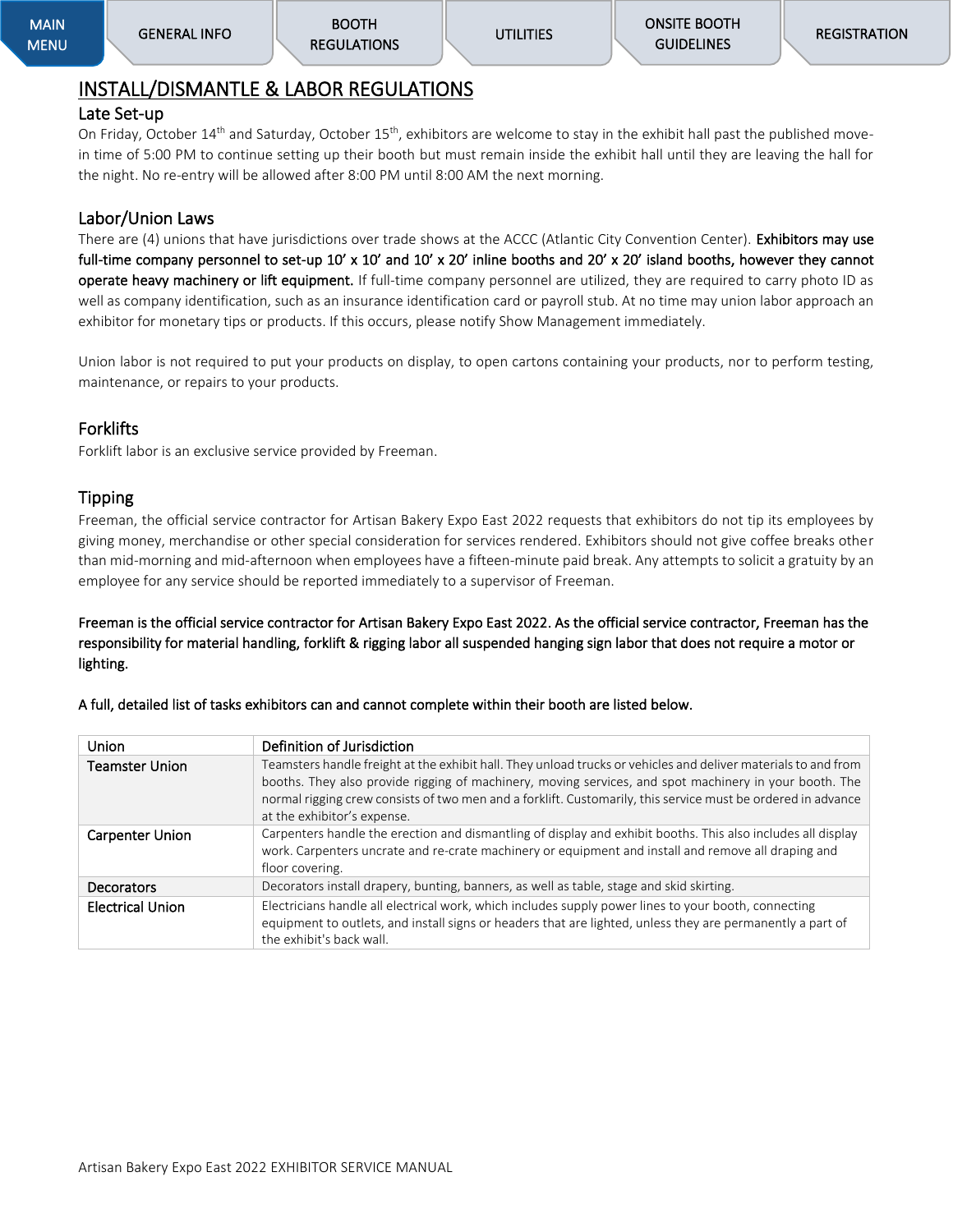# INSTALL/DISMANTLE & LABOR REGULATIONS

## Late Set-up

On Friday, October 14th and Saturday, October 15th, exhibitors are welcome to stay in the exhibit hall past the published move-in time of 5:00 PM to continue setting up their booth but must remain inside the exhibit hall until they are leaving the hall for the night. No re-entry will be allowed after 8:00 PM until 8:00 AM the next morning.

## Labor/Union Laws

There are (4) unions that have jurisdictions over trade shows at the ACCC (Atlantic City Convention Center). **Exhibitors may use full-time company personnel to set-up 10' x 10' and 10' x 20' inline booths and 20' x 20' island booths, however they cannot operate heavy machinery or lift equipment.** If full-time company personnel are utilized, they are required to carry photo ID as well as company identification, such as an insurance identification card or payroll stub. At no time may union labor approach an exhibitor for monetary tips or products. If this occurs, please notify Show Management immediately.

Union labor is not required to put your products on display, to open cartons containing your products, nor to perform testing, maintenance, or repairs to your products.

## Forklifts

Forklift labor is an exclusive service provided by Freeman.

## Tipping

Freeman, the official service contractor for Artisan Bakery Expo East 2022 requests that exhibitors do not tip its employees by giving money, merchandise or other special consideration for services rendered. Exhibitors should not give coffee breaks other than mid-morning and mid-afternoon when employees have a fifteen-minute paid break. Any attempts to solicit a gratuity by an employee for any service should be reported immediately to a supervisor of Freeman.

**Freeman is the official service contractor for Artisan Bakery Expo East 2022. As the official service contractor, Freeman has the responsibility for material handling, forklift & rigging labor all suspended hanging sign labor that does not require a motor or lighting.**

**A full, detailed list of tasks exhibitors can and cannot complete within their booth are listed below.**

| Union | Definition of Jurisdiction |
|---|---|
| Teamster Union | Teamsters handle freight at the exhibit hall. They unload trucks or vehicles and deliver materials to and from booths. They also provide rigging of machinery, moving services, and spot machinery in your booth. The normal rigging crew consists of two men and a forklift. Customarily, this service must be ordered in advance at the exhibitor's expense. |
| Carpenter Union | Carpenters handle the erection and dismantling of display and exhibit booths. This also includes all display work. Carpenters uncrate and re-crate machinery or equipment and install and remove all draping and floor covering. |
| Decorators | Decorators install drapery, bunting, banners, as well as table, stage and skid skirting. |
| Electrical Union | Electricians handle all electrical work, which includes supply power lines to your booth, connecting equipment to outlets, and install signs or headers that are lighted, unless they are permanently a part of the exhibit's back wall. |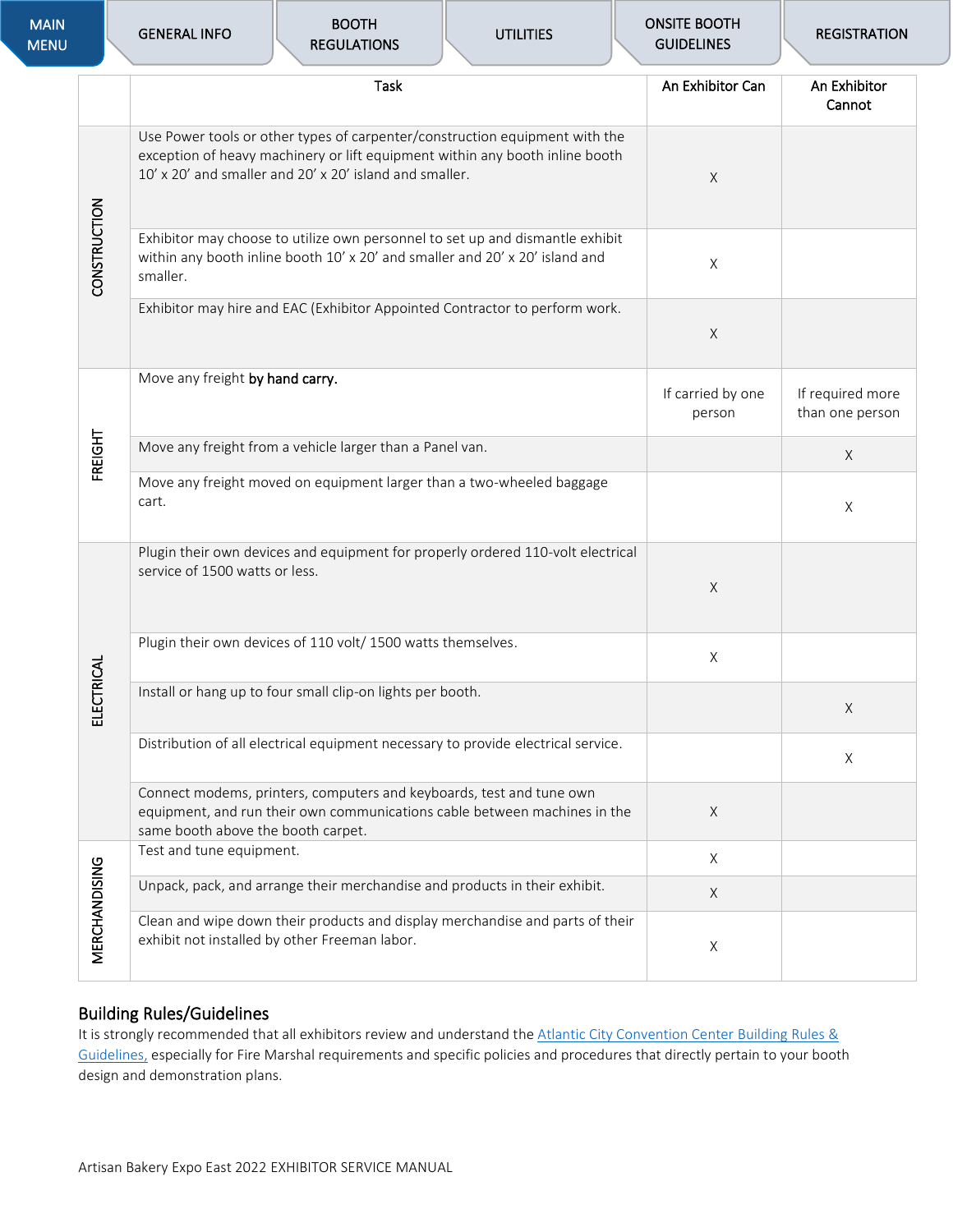| | Task | An Exhibitor Can | An Exhibitor Cannot |
|---|---|---|---|
| CONSTRUCTION | Use Power tools or other types of carpenter/construction equipment with the exception of heavy machinery or lift equipment within any booth inline booth 10' x 20' and smaller and 20' x 20' island and smaller. | X | |
| | Exhibitor may choose to utilize own personnel to set up and dismantle exhibit within any booth inline booth 10' x 20' and smaller and 20' x 20' island and smaller. | X | |
| | Exhibitor may hire and EAC (Exhibitor Appointed Contractor to perform work. | X | |
| FREIGHT | Move any freight **by hand carry.** | If carried by one person | If required more than one person |
| | Move any freight from a vehicle larger than a Panel van. | | X |
| | Move any freight moved on equipment larger than a two-wheeled baggage cart. | | X |
| ELECTRICAL | Plugin their own devices and equipment for properly ordered 110-volt electrical service of 1500 watts or less. | X | |
| | Plugin their own devices of 110 volt/ 1500 watts themselves. | X | |
| | Install or hang up to four small clip-on lights per booth. | | X |
| | Distribution of all electrical equipment necessary to provide electrical service. | | X |
| | Connect modems, printers, computers and keyboards, test and tune own equipment, and run their own communications cable between machines in the same booth above the booth carpet. | X | |
| MERCHANDISING | Test and tune equipment. | X | |
| | Unpack, pack, and arrange their merchandise and products in their exhibit. | X | |
| | Clean and wipe down their products and display merchandise and parts of their exhibit not installed by other Freeman labor. | X | |

## Building Rules/Guidelines

It is strongly recommended that all exhibitors review and understand the Atlantic City Convention Center Building Rules & Guidelines, especially for Fire Marshal requirements and specific policies and procedures that directly pertain to your booth design and demonstration plans.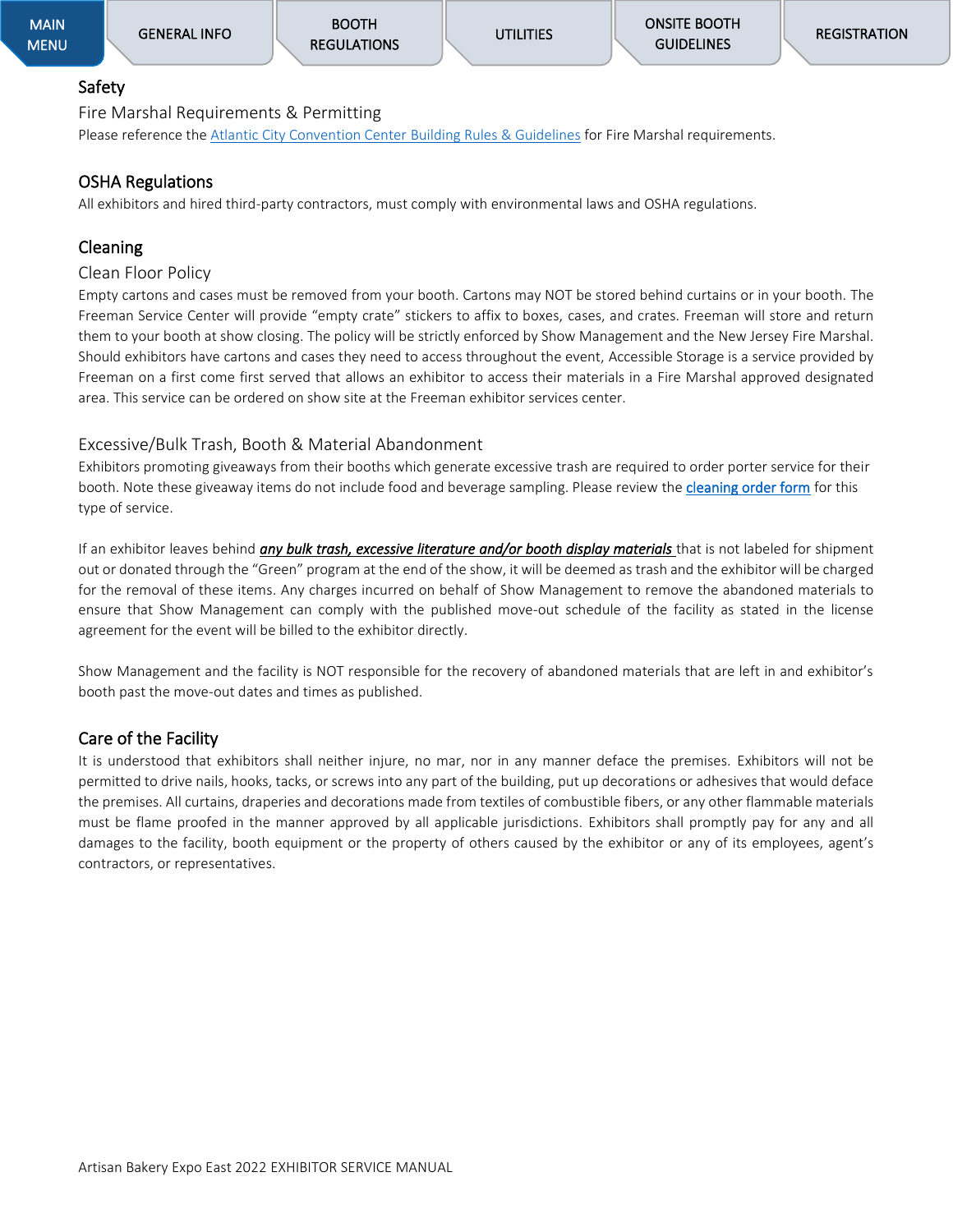## Safety

### Fire Marshal Requirements & Permitting

Please reference the Atlantic City Convention Center Building Rules & Guidelines for Fire Marshal requirements.

## OSHA Regulations

All exhibitors and hired third-party contractors, must comply with environmental laws and OSHA regulations.

## Cleaning

### Clean Floor Policy

Empty cartons and cases must be removed from your booth. Cartons may NOT be stored behind curtains or in your booth. The Freeman Service Center will provide “empty crate” stickers to affix to boxes, cases, and crates. Freeman will store and return them to your booth at show closing. The policy will be strictly enforced by Show Management and the New Jersey Fire Marshal. Should exhibitors have cartons and cases they need to access throughout the event, Accessible Storage is a service provided by Freeman on a first come first served that allows an exhibitor to access their materials in a Fire Marshal approved designated area. This service can be ordered on show site at the Freeman exhibitor services center.

### Excessive/Bulk Trash, Booth & Material Abandonment

Exhibitors promoting giveaways from their booths which generate excessive trash are required to order porter service for their booth. Note these giveaway items do not include food and beverage sampling. Please review the **cleaning order form** for this type of service.

If an exhibitor leaves behind ***any bulk trash, excessive literature and/or booth display materials*** that is not labeled for shipment out or donated through the “Green” program at the end of the show, it will be deemed as trash and the exhibitor will be charged for the removal of these items. Any charges incurred on behalf of Show Management to remove the abandoned materials to ensure that Show Management can comply with the published move-out schedule of the facility as stated in the license agreement for the event will be billed to the exhibitor directly.

Show Management and the facility is NOT responsible for the recovery of abandoned materials that are left in and exhibitor’s booth past the move-out dates and times as published.

## Care of the Facility

It is understood that exhibitors shall neither injure, no mar, nor in any manner deface the premises. Exhibitors will not be permitted to drive nails, hooks, tacks, or screws into any part of the building, put up decorations or adhesives that would deface the premises. All curtains, draperies and decorations made from textiles of combustible fibers, or any other flammable materials must be flame proofed in the manner approved by all applicable jurisdictions. Exhibitors shall promptly pay for any and all damages to the facility, booth equipment or the property of others caused by the exhibitor or any of its employees, agent’s contractors, or representatives.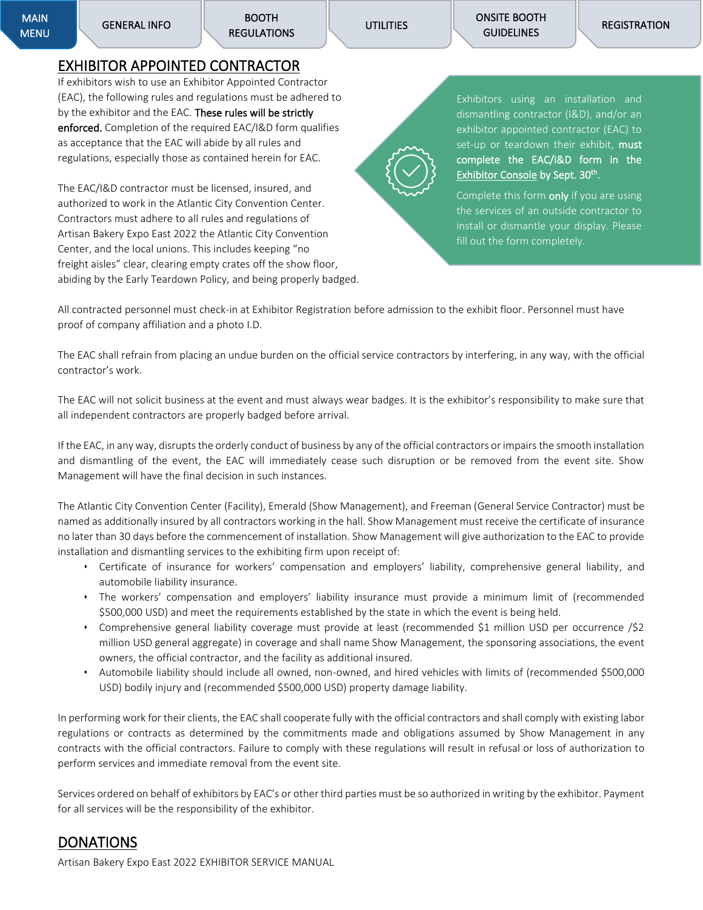## EXHIBITOR APPOINTED CONTRACTOR

If exhibitors wish to use an Exhibitor Appointed Contractor (EAC), the following rules and regulations must be adhered to by the exhibitor and the EAC. **These rules will be strictly enforced.** Completion of the required EAC/I&D form qualifies as acceptance that the EAC will abide by all rules and regulations, especially those as contained herein for EAC.

The EAC/I&D contractor must be licensed, insured, and authorized to work in the Atlantic City Convention Center. Contractors must adhere to all rules and regulations of Artisan Bakery Expo East 2022 the Atlantic City Convention Center, and the local unions. This includes keeping "no freight aisles" clear, clearing empty crates off the show floor, abiding by the Early Teardown Policy, and being properly badged.

Exhibitors using an installation and dismantling contractor (I&D), and/or an exhibitor appointed contractor (EAC) to set-up or teardown their exhibit, **must complete the EAC/I&D form in the Exhibitor Console by Sept. 30th.**

Complete this form **only** if you are using the services of an outside contractor to install or dismantle your display. Please fill out the form completely.

All contracted personnel must check-in at Exhibitor Registration before admission to the exhibit floor. Personnel must have proof of company affiliation and a photo I.D.

The EAC shall refrain from placing an undue burden on the official service contractors by interfering, in any way, with the official contractor's work.

The EAC will not solicit business at the event and must always wear badges. It is the exhibitor's responsibility to make sure that all independent contractors are properly badged before arrival.

If the EAC, in any way, disrupts the orderly conduct of business by any of the official contractors or impairs the smooth installation and dismantling of the event, the EAC will immediately cease such disruption or be removed from the event site. Show Management will have the final decision in such instances.

The Atlantic City Convention Center (Facility), Emerald (Show Management), and Freeman (General Service Contractor) must be named as additionally insured by all contractors working in the hall. Show Management must receive the certificate of insurance no later than 30 days before the commencement of installation. Show Management will give authorization to the EAC to provide installation and dismantling services to the exhibiting firm upon receipt of:

- Certificate of insurance for workers' compensation and employers' liability, comprehensive general liability, and automobile liability insurance.
- The workers' compensation and employers' liability insurance must provide a minimum limit of (recommended $500,000 USD) and meet the requirements established by the state in which the event is being held.
- Comprehensive general liability coverage must provide at least (recommended $1 million USD per occurrence /$2 million USD general aggregate) in coverage and shall name Show Management, the sponsoring associations, the event owners, the official contractor, and the facility as additional insured.
- Automobile liability should include all owned, non-owned, and hired vehicles with limits of (recommended $500,000 USD) bodily injury and (recommended $500,000 USD) property damage liability.

In performing work for their clients, the EAC shall cooperate fully with the official contractors and shall comply with existing labor regulations or contracts as determined by the commitments made and obligations assumed by Show Management in any contracts with the official contractors. Failure to comply with these regulations will result in refusal or loss of authorization to perform services and immediate removal from the event site.

Services ordered on behalf of exhibitors by EAC's or other third parties must be so authorized in writing by the exhibitor. Payment for all services will be the responsibility of the exhibitor.

## DONATIONS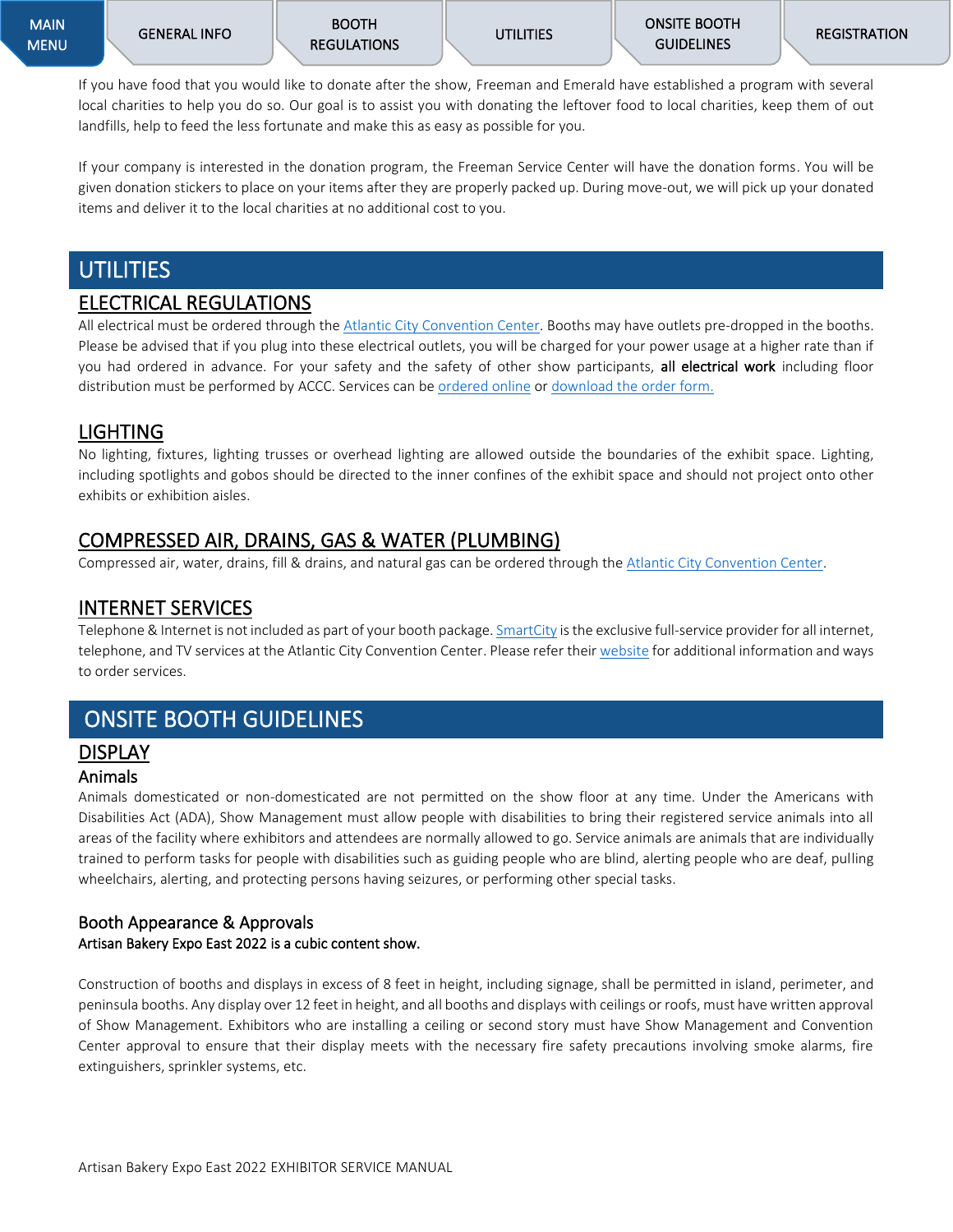If you have food that you would like to donate after the show, Freeman and Emerald have established a program with several local charities to help you do so. Our goal is to assist you with donating the leftover food to local charities, keep them of out landfills, help to feed the less fortunate and make this as easy as possible for you.

If your company is interested in the donation program, the Freeman Service Center will have the donation forms. You will be given donation stickers to place on your items after they are properly packed up. During move-out, we will pick up your donated items and deliver it to the local charities at no additional cost to you.

# UTILITIES

## ELECTRICAL REGULATIONS

All electrical must be ordered through the Atlantic City Convention Center. Booths may have outlets pre-dropped in the booths. Please be advised that if you plug into these electrical outlets, you will be charged for your power usage at a higher rate than if you had ordered in advance. For your safety and the safety of other show participants, **all electrical work** including floor distribution must be performed by ACCC. Services can be ordered online or download the order form.

## LIGHTING

No lighting, fixtures, lighting trusses or overhead lighting are allowed outside the boundaries of the exhibit space. Lighting, including spotlights and gobos should be directed to the inner confines of the exhibit space and should not project onto other exhibits or exhibition aisles.

## COMPRESSED AIR, DRAINS, GAS & WATER (PLUMBING)

Compressed air, water, drains, fill & drains, and natural gas can be ordered through the Atlantic City Convention Center.

## INTERNET SERVICES

Telephone & Internet is not included as part of your booth package. SmartCity is the exclusive full-service provider for all internet, telephone, and TV services at the Atlantic City Convention Center. Please refer their website for additional information and ways to order services.

# ONSITE BOOTH GUIDELINES

## DISPLAY

### Animals

Animals domesticated or non-domesticated are not permitted on the show floor at any time. Under the Americans with Disabilities Act (ADA), Show Management must allow people with disabilities to bring their registered service animals into all areas of the facility where exhibitors and attendees are normally allowed to go. Service animals are animals that are individually trained to perform tasks for people with disabilities such as guiding people who are blind, alerting people who are deaf, pulling wheelchairs, alerting, and protecting persons having seizures, or performing other special tasks.

### Booth Appearance & Approvals

Artisan Bakery Expo East 2022 is a cubic content show.

Construction of booths and displays in excess of 8 feet in height, including signage, shall be permitted in island, perimeter, and peninsula booths. Any display over 12 feet in height, and all booths and displays with ceilings or roofs, must have written approval of Show Management. Exhibitors who are installing a ceiling or second story must have Show Management and Convention Center approval to ensure that their display meets with the necessary fire safety precautions involving smoke alarms, fire extinguishers, sprinkler systems, etc.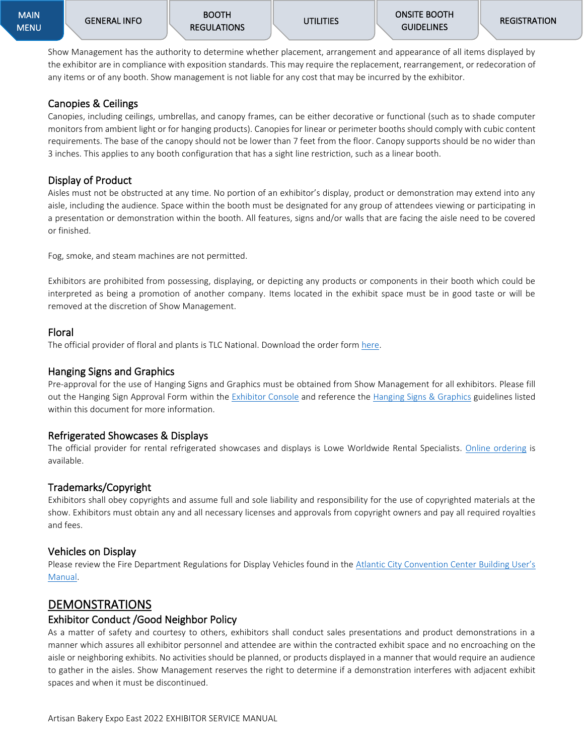Show Management has the authority to determine whether placement, arrangement and appearance of all items displayed by the exhibitor are in compliance with exposition standards. This may require the replacement, rearrangement, or redecoration of any items or of any booth. Show management is not liable for any cost that may be incurred by the exhibitor.

### Canopies & Ceilings

Canopies, including ceilings, umbrellas, and canopy frames, can be either decorative or functional (such as to shade computer monitors from ambient light or for hanging products). Canopies for linear or perimeter booths should comply with cubic content requirements. The base of the canopy should not be lower than 7 feet from the floor. Canopy supports should be no wider than 3 inches. This applies to any booth configuration that has a sight line restriction, such as a linear booth.

### Display of Product

Aisles must not be obstructed at any time. No portion of an exhibitor's display, product or demonstration may extend into any aisle, including the audience. Space within the booth must be designated for any group of attendees viewing or participating in a presentation or demonstration within the booth. All features, signs and/or walls that are facing the aisle need to be covered or finished.

Fog, smoke, and steam machines are not permitted.

Exhibitors are prohibited from possessing, displaying, or depicting any products or components in their booth which could be interpreted as being a promotion of another company. Items located in the exhibit space must be in good taste or will be removed at the discretion of Show Management.

### Floral

The official provider of floral and plants is TLC National. Download the order form [here](#).

### Hanging Signs and Graphics

Pre-approval for the use of Hanging Signs and Graphics must be obtained from Show Management for all exhibitors. Please fill out the Hanging Sign Approval Form within the [Exhibitor Console](#) and reference the [Hanging Signs & Graphics](#) guidelines listed within this document for more information.

### Refrigerated Showcases & Displays

The official provider for rental refrigerated showcases and displays is Lowe Worldwide Rental Specialists. [Online ordering](#) is available.

### Trademarks/Copyright

Exhibitors shall obey copyrights and assume full and sole liability and responsibility for the use of copyrighted materials at the show. Exhibitors must obtain any and all necessary licenses and approvals from copyright owners and pay all required royalties and fees.

### Vehicles on Display

Please review the Fire Department Regulations for Display Vehicles found in the [Atlantic City Convention Center Building User's Manual](#).

## DEMONSTRATIONS

### Exhibitor Conduct /Good Neighbor Policy

As a matter of safety and courtesy to others, exhibitors shall conduct sales presentations and product demonstrations in a manner which assures all exhibitor personnel and attendee are within the contracted exhibit space and no encroaching on the aisle or neighboring exhibits. No activities should be planned, or products displayed in a manner that would require an audience to gather in the aisles. Show Management reserves the right to determine if a demonstration interferes with adjacent exhibit spaces and when it must be discontinued.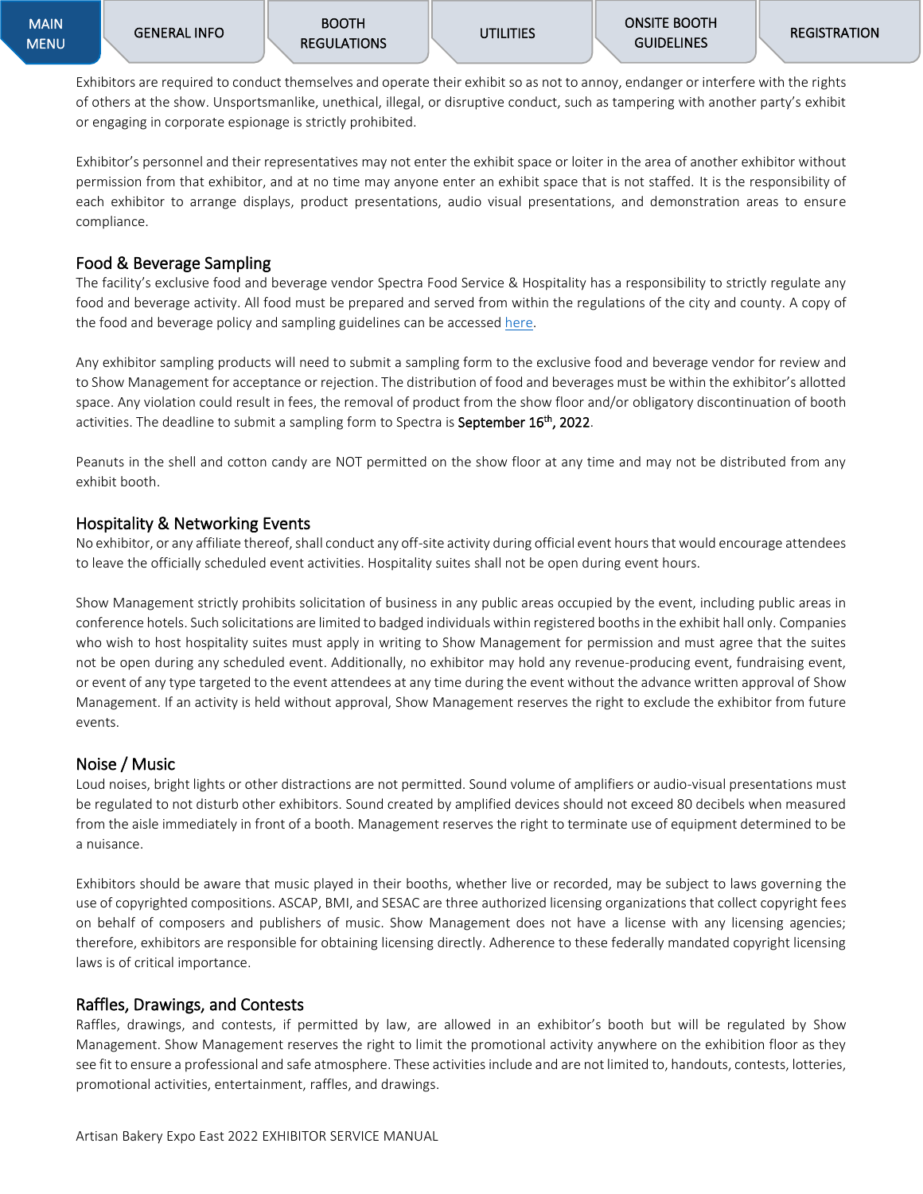Exhibitors are required to conduct themselves and operate their exhibit so as not to annoy, endanger or interfere with the rights of others at the show. Unsportsmanlike, unethical, illegal, or disruptive conduct, such as tampering with another party's exhibit or engaging in corporate espionage is strictly prohibited.

Exhibitor's personnel and their representatives may not enter the exhibit space or loiter in the area of another exhibitor without permission from that exhibitor, and at no time may anyone enter an exhibit space that is not staffed. It is the responsibility of each exhibitor to arrange displays, product presentations, audio visual presentations, and demonstration areas to ensure compliance.

## Food & Beverage Sampling

The facility's exclusive food and beverage vendor Spectra Food Service & Hospitality has a responsibility to strictly regulate any food and beverage activity. All food must be prepared and served from within the regulations of the city and county. A copy of the food and beverage policy and sampling guidelines can be accessed here.

Any exhibitor sampling products will need to submit a sampling form to the exclusive food and beverage vendor for review and to Show Management for acceptance or rejection. The distribution of food and beverages must be within the exhibitor's allotted space. Any violation could result in fees, the removal of product from the show floor and/or obligatory discontinuation of booth activities. The deadline to submit a sampling form to Spectra is **September 16th, 2022**.

Peanuts in the shell and cotton candy are NOT permitted on the show floor at any time and may not be distributed from any exhibit booth.

## Hospitality & Networking Events

No exhibitor, or any affiliate thereof, shall conduct any off-site activity during official event hours that would encourage attendees to leave the officially scheduled event activities. Hospitality suites shall not be open during event hours.

Show Management strictly prohibits solicitation of business in any public areas occupied by the event, including public areas in conference hotels. Such solicitations are limited to badged individuals within registered booths in the exhibit hall only. Companies who wish to host hospitality suites must apply in writing to Show Management for permission and must agree that the suites not be open during any scheduled event. Additionally, no exhibitor may hold any revenue-producing event, fundraising event, or event of any type targeted to the event attendees at any time during the event without the advance written approval of Show Management. If an activity is held without approval, Show Management reserves the right to exclude the exhibitor from future events.

## Noise / Music

Loud noises, bright lights or other distractions are not permitted. Sound volume of amplifiers or audio-visual presentations must be regulated to not disturb other exhibitors. Sound created by amplified devices should not exceed 80 decibels when measured from the aisle immediately in front of a booth. Management reserves the right to terminate use of equipment determined to be a nuisance.

Exhibitors should be aware that music played in their booths, whether live or recorded, may be subject to laws governing the use of copyrighted compositions. ASCAP, BMI, and SESAC are three authorized licensing organizations that collect copyright fees on behalf of composers and publishers of music. Show Management does not have a license with any licensing agencies; therefore, exhibitors are responsible for obtaining licensing directly. Adherence to these federally mandated copyright licensing laws is of critical importance.

## Raffles, Drawings, and Contests

Raffles, drawings, and contests, if permitted by law, are allowed in an exhibitor's booth but will be regulated by Show Management. Show Management reserves the right to limit the promotional activity anywhere on the exhibition floor as they see fit to ensure a professional and safe atmosphere. These activities include and are not limited to, handouts, contests, lotteries, promotional activities, entertainment, raffles, and drawings.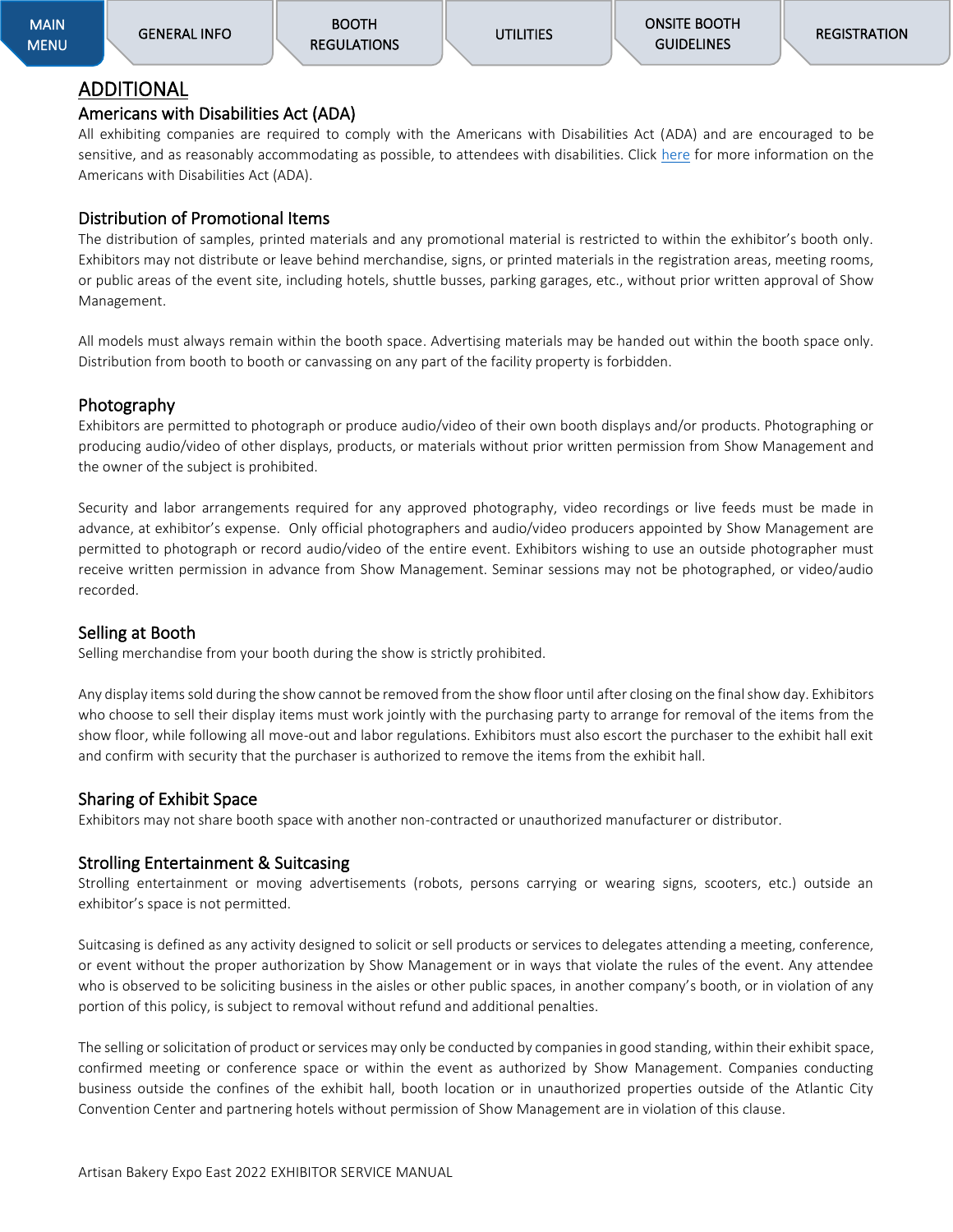# ADDITIONAL

## Americans with Disabilities Act (ADA)

All exhibiting companies are required to comply with the Americans with Disabilities Act (ADA) and are encouraged to be sensitive, and as reasonably accommodating as possible, to attendees with disabilities. Click here for more information on the Americans with Disabilities Act (ADA).

## Distribution of Promotional Items

The distribution of samples, printed materials and any promotional material is restricted to within the exhibitor's booth only. Exhibitors may not distribute or leave behind merchandise, signs, or printed materials in the registration areas, meeting rooms, or public areas of the event site, including hotels, shuttle busses, parking garages, etc., without prior written approval of Show Management.

All models must always remain within the booth space. Advertising materials may be handed out within the booth space only. Distribution from booth to booth or canvassing on any part of the facility property is forbidden.

## Photography

Exhibitors are permitted to photograph or produce audio/video of their own booth displays and/or products. Photographing or producing audio/video of other displays, products, or materials without prior written permission from Show Management and the owner of the subject is prohibited.

Security and labor arrangements required for any approved photography, video recordings or live feeds must be made in advance, at exhibitor's expense. Only official photographers and audio/video producers appointed by Show Management are permitted to photograph or record audio/video of the entire event. Exhibitors wishing to use an outside photographer must receive written permission in advance from Show Management. Seminar sessions may not be photographed, or video/audio recorded.

## Selling at Booth

Selling merchandise from your booth during the show is strictly prohibited.

Any display items sold during the show cannot be removed from the show floor until after closing on the final show day. Exhibitors who choose to sell their display items must work jointly with the purchasing party to arrange for removal of the items from the show floor, while following all move-out and labor regulations. Exhibitors must also escort the purchaser to the exhibit hall exit and confirm with security that the purchaser is authorized to remove the items from the exhibit hall.

## Sharing of Exhibit Space

Exhibitors may not share booth space with another non-contracted or unauthorized manufacturer or distributor.

## Strolling Entertainment & Suitcasing

Strolling entertainment or moving advertisements (robots, persons carrying or wearing signs, scooters, etc.) outside an exhibitor's space is not permitted.

Suitcasing is defined as any activity designed to solicit or sell products or services to delegates attending a meeting, conference, or event without the proper authorization by Show Management or in ways that violate the rules of the event. Any attendee who is observed to be soliciting business in the aisles or other public spaces, in another company's booth, or in violation of any portion of this policy, is subject to removal without refund and additional penalties.

The selling or solicitation of product or services may only be conducted by companies in good standing, within their exhibit space, confirmed meeting or conference space or within the event as authorized by Show Management. Companies conducting business outside the confines of the exhibit hall, booth location or in unauthorized properties outside of the Atlantic City Convention Center and partnering hotels without permission of Show Management are in violation of this clause.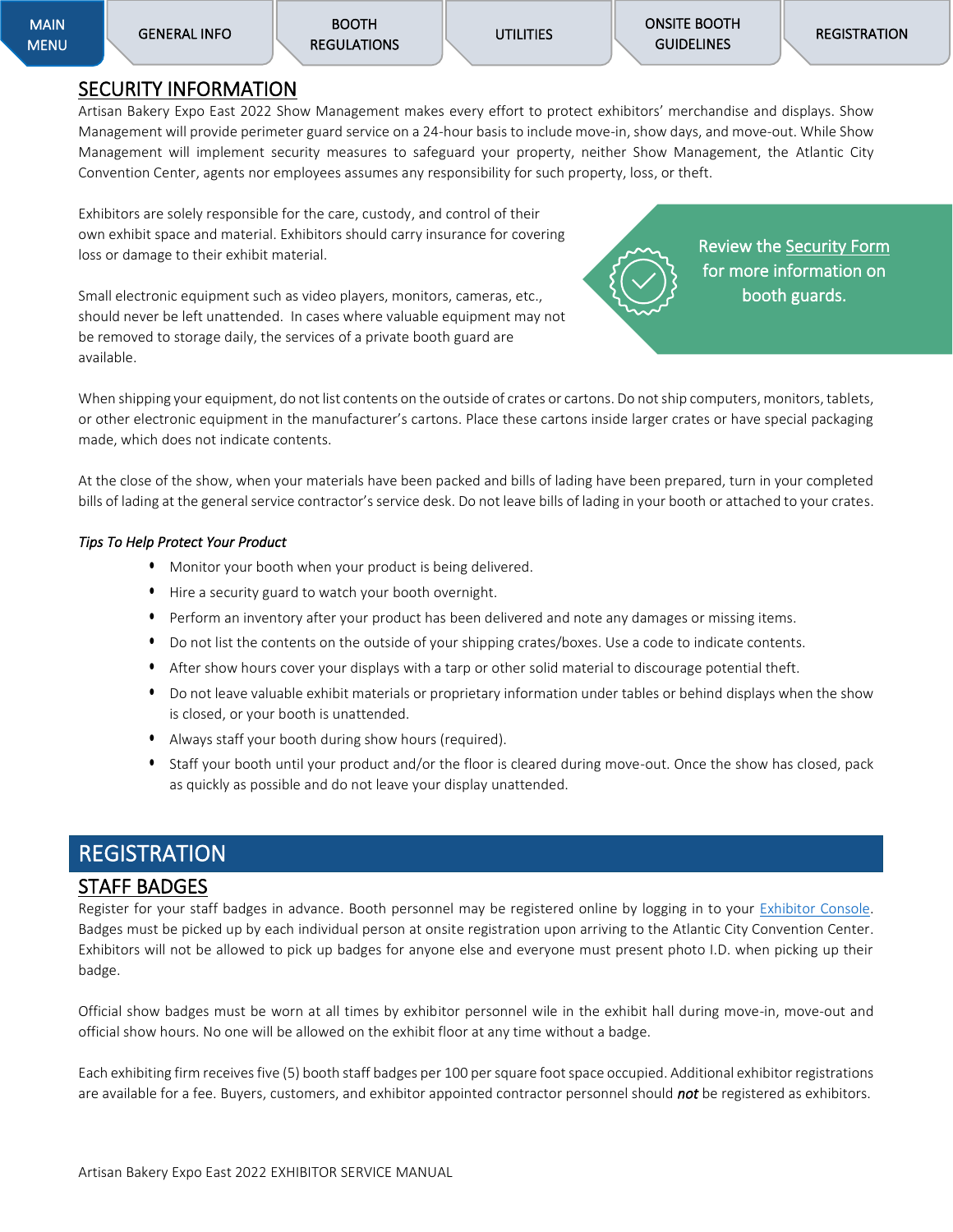MAIN MENU | GENERAL INFO | BOOTH REGULATIONS | UTILITIES | ONSITE BOOTH GUIDELINES | REGISTRATION

## SECURITY INFORMATION

Artisan Bakery Expo East 2022 Show Management makes every effort to protect exhibitors' merchandise and displays. Show Management will provide perimeter guard service on a 24-hour basis to include move-in, show days, and move-out. While Show Management will implement security measures to safeguard your property, neither Show Management, the Atlantic City Convention Center, agents nor employees assumes any responsibility for such property, loss, or theft.

Exhibitors are solely responsible for the care, custody, and control of their own exhibit space and material. Exhibitors should carry insurance for covering loss or damage to their exhibit material.

Small electronic equipment such as video players, monitors, cameras, etc., should never be left unattended. In cases where valuable equipment may not be removed to storage daily, the services of a private booth guard are available.

Review the Security Form for more information on booth guards.

When shipping your equipment, do not list contents on the outside of crates or cartons. Do not ship computers, monitors, tablets, or other electronic equipment in the manufacturer's cartons. Place these cartons inside larger crates or have special packaging made, which does not indicate contents.

At the close of the show, when your materials have been packed and bills of lading have been prepared, turn in your completed bills of lading at the general service contractor's service desk. Do not leave bills of lading in your booth or attached to your crates.

*Tips To Help Protect Your Product*

- Monitor your booth when your product is being delivered.
- Hire a security guard to watch your booth overnight.
- Perform an inventory after your product has been delivered and note any damages or missing items.
- Do not list the contents on the outside of your shipping crates/boxes. Use a code to indicate contents.
- After show hours cover your displays with a tarp or other solid material to discourage potential theft.
- Do not leave valuable exhibit materials or proprietary information under tables or behind displays when the show is closed, or your booth is unattended.
- Always staff your booth during show hours (required).
- Staff your booth until your product and/or the floor is cleared during move-out. Once the show has closed, pack as quickly as possible and do not leave your display unattended.

# REGISTRATION

## STAFF BADGES

Register for your staff badges in advance. Booth personnel may be registered online by logging in to your Exhibitor Console. Badges must be picked up by each individual person at onsite registration upon arriving to the Atlantic City Convention Center. Exhibitors will not be allowed to pick up badges for anyone else and everyone must present photo I.D. when picking up their badge.

Official show badges must be worn at all times by exhibitor personnel wile in the exhibit hall during move-in, move-out and official show hours. No one will be allowed on the exhibit floor at any time without a badge.

Each exhibiting firm receives five (5) booth staff badges per 100 per square foot space occupied. Additional exhibitor registrations are available for a fee. Buyers, customers, and exhibitor appointed contractor personnel should ***not*** be registered as exhibitors.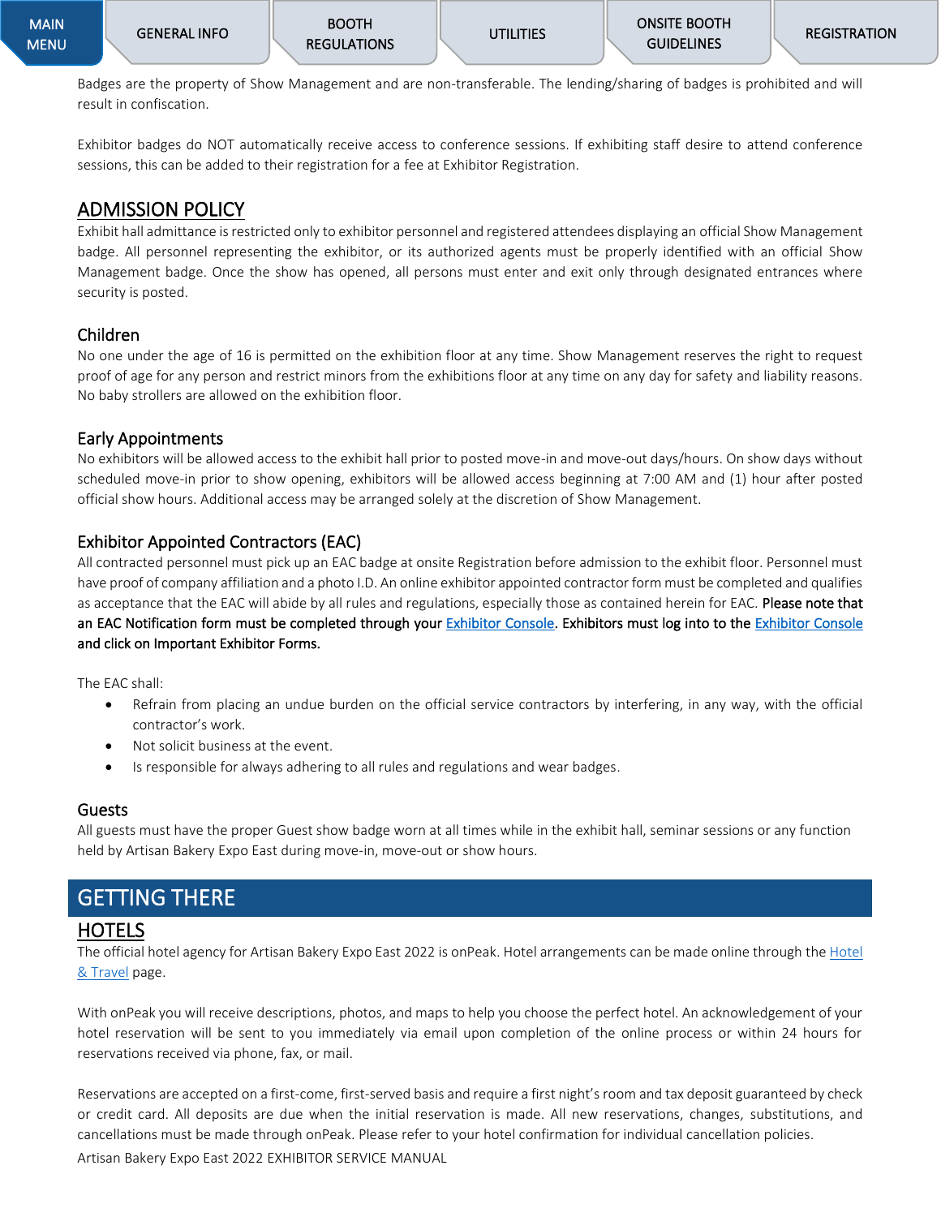Badges are the property of Show Management and are non-transferable. The lending/sharing of badges is prohibited and will result in confiscation.

Exhibitor badges do NOT automatically receive access to conference sessions. If exhibiting staff desire to attend conference sessions, this can be added to their registration for a fee at Exhibitor Registration.

## ADMISSION POLICY

Exhibit hall admittance is restricted only to exhibitor personnel and registered attendees displaying an official Show Management badge. All personnel representing the exhibitor, or its authorized agents must be properly identified with an official Show Management badge. Once the show has opened, all persons must enter and exit only through designated entrances where security is posted.

### Children

No one under the age of 16 is permitted on the exhibition floor at any time. Show Management reserves the right to request proof of age for any person and restrict minors from the exhibitions floor at any time on any day for safety and liability reasons. No baby strollers are allowed on the exhibition floor.

### Early Appointments

No exhibitors will be allowed access to the exhibit hall prior to posted move-in and move-out days/hours. On show days without scheduled move-in prior to show opening, exhibitors will be allowed access beginning at 7:00 AM and (1) hour after posted official show hours. Additional access may be arranged solely at the discretion of Show Management.

### Exhibitor Appointed Contractors (EAC)

All contracted personnel must pick up an EAC badge at onsite Registration before admission to the exhibit floor. Personnel must have proof of company affiliation and a photo I.D. An online exhibitor appointed contractor form must be completed and qualifies as acceptance that the EAC will abide by all rules and regulations, especially those as contained herein for EAC. **Please note that an EAC Notification form must be completed through your Exhibitor Console. Exhibitors must log into to the Exhibitor Console and click on Important Exhibitor Forms.**

The EAC shall:

- Refrain from placing an undue burden on the official service contractors by interfering, in any way, with the official contractor's work.
- Not solicit business at the event.
- Is responsible for always adhering to all rules and regulations and wear badges.

### Guests

All guests must have the proper Guest show badge worn at all times while in the exhibit hall, seminar sessions or any function held by Artisan Bakery Expo East during move-in, move-out or show hours.

# GETTING THERE

## HOTELS

The official hotel agency for Artisan Bakery Expo East 2022 is onPeak. Hotel arrangements can be made online through the Hotel & Travel page.

With onPeak you will receive descriptions, photos, and maps to help you choose the perfect hotel. An acknowledgement of your hotel reservation will be sent to you immediately via email upon completion of the online process or within 24 hours for reservations received via phone, fax, or mail.

Reservations are accepted on a first-come, first-served basis and require a first night's room and tax deposit guaranteed by check or credit card. All deposits are due when the initial reservation is made. All new reservations, changes, substitutions, and cancellations must be made through onPeak. Please refer to your hotel confirmation for individual cancellation policies.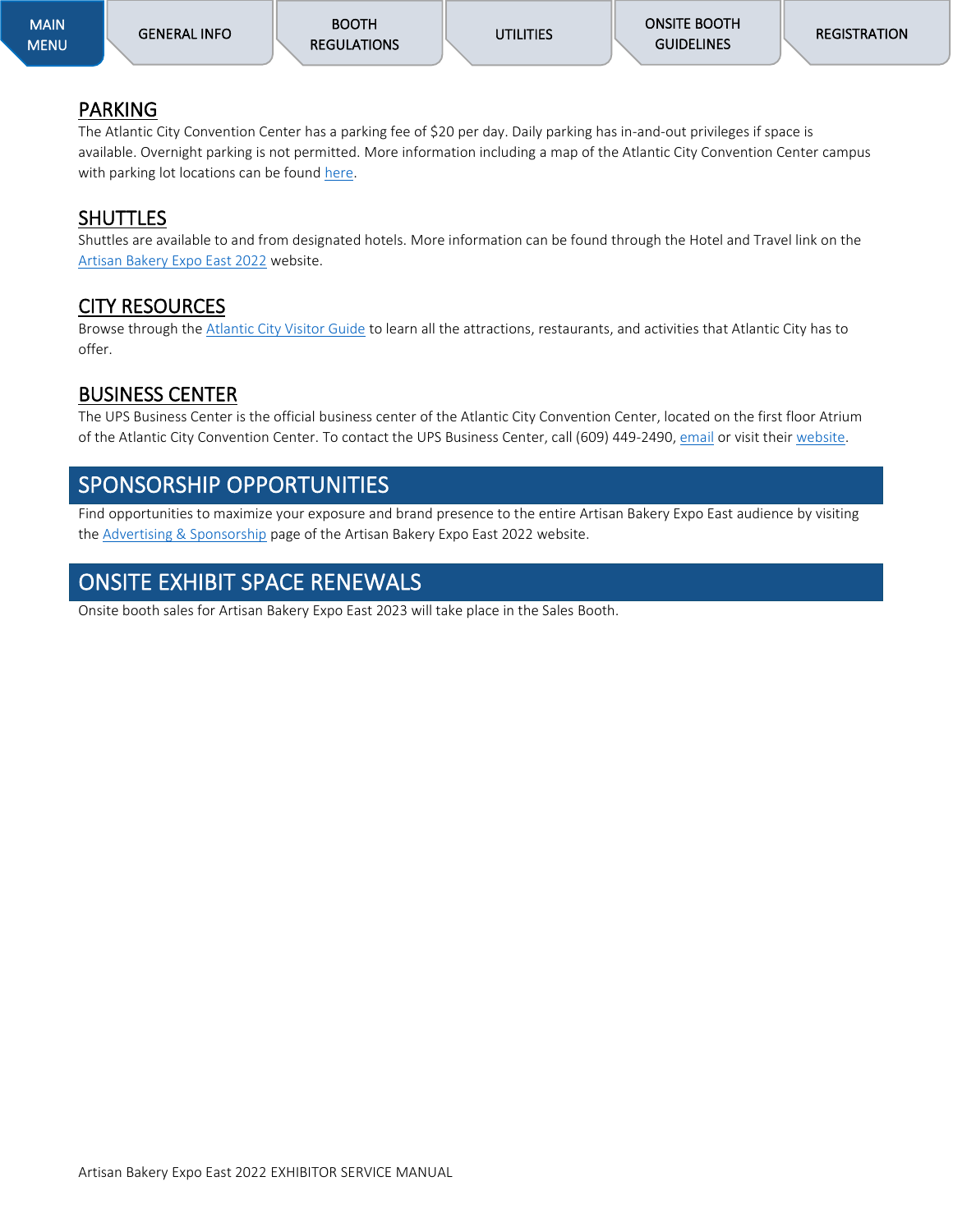MAIN MENU | GENERAL INFO | BOOTH REGULATIONS | UTILITIES | ONSITE BOOTH GUIDELINES | REGISTRATION

### PARKING

The Atlantic City Convention Center has a parking fee of $20 per day. Daily parking has in-and-out privileges if space is available. Overnight parking is not permitted. More information including a map of the Atlantic City Convention Center campus with parking lot locations can be found here.

### SHUTTLES

Shuttles are available to and from designated hotels. More information can be found through the Hotel and Travel link on the Artisan Bakery Expo East 2022 website.

### CITY RESOURCES

Browse through the Atlantic City Visitor Guide to learn all the attractions, restaurants, and activities that Atlantic City has to offer.

### BUSINESS CENTER

The UPS Business Center is the official business center of the Atlantic City Convention Center, located on the first floor Atrium of the Atlantic City Convention Center. To contact the UPS Business Center, call (609) 449-2490, email or visit their website.

## SPONSORSHIP OPPORTUNITIES

Find opportunities to maximize your exposure and brand presence to the entire Artisan Bakery Expo East audience by visiting the Advertising & Sponsorship page of the Artisan Bakery Expo East 2022 website.

## ONSITE EXHIBIT SPACE RENEWALS

Onsite booth sales for Artisan Bakery Expo East 2023 will take place in the Sales Booth.